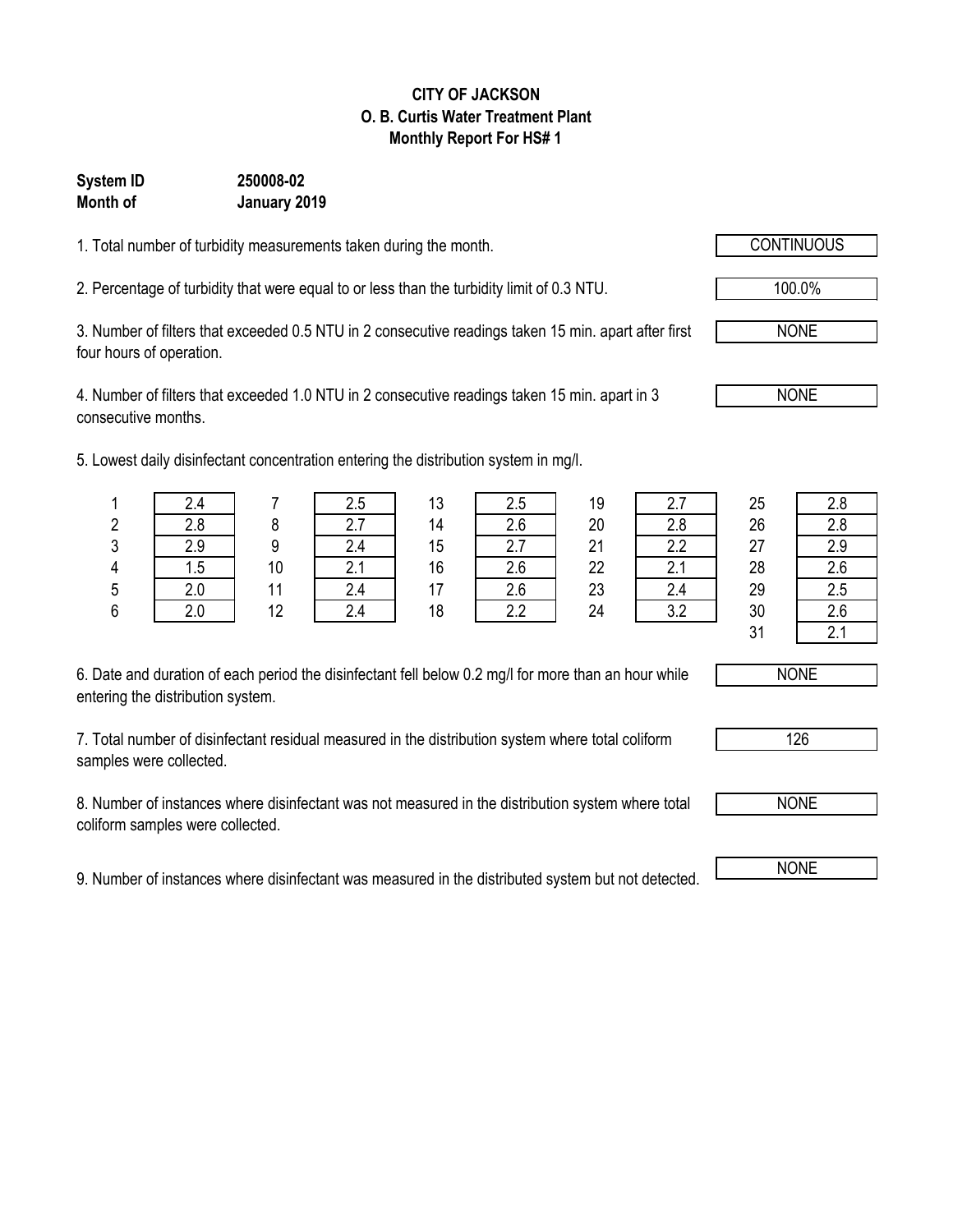**CITY OF JACKSON**
**O. B. Curtis Water Treatment Plant**
**Monthly Report For HS# 1**

**System ID** **250008-02**
**Month of** **January 2019**

1. Total number of turbidity measurements taken during the month. — CONTINUOUS

2. Percentage of turbidity that were equal to or less than the turbidity limit of 0.3 NTU. — 100.0%

3. Number of filters that exceeded 0.5 NTU in 2 consecutive readings taken 15 min. apart after first four hours of operation. — NONE

4. Number of filters that exceeded 1.0 NTU in 2 consecutive readings taken 15 min. apart in 3 consecutive months. — NONE

5. Lowest daily disinfectant concentration entering the distribution system in mg/l.

| Day | mg/l | Day | mg/l | Day | mg/l | Day | mg/l | Day | mg/l |
|---|---|---|---|---|---|---|---|---|---|
| 1 | 2.4 | 7 | 2.5 | 13 | 2.5 | 19 | 2.7 | 25 | 2.8 |
| 2 | 2.8 | 8 | 2.7 | 14 | 2.6 | 20 | 2.8 | 26 | 2.8 |
| 3 | 2.9 | 9 | 2.4 | 15 | 2.7 | 21 | 2.2 | 27 | 2.9 |
| 4 | 1.5 | 10 | 2.1 | 16 | 2.6 | 22 | 2.1 | 28 | 2.6 |
| 5 | 2.0 | 11 | 2.4 | 17 | 2.6 | 23 | 2.4 | 29 | 2.5 |
| 6 | 2.0 | 12 | 2.4 | 18 | 2.2 | 24 | 3.2 | 30 | 2.6 |
| | | | | | | | | 31 | 2.1 |

6. Date and duration of each period the disinfectant fell below 0.2 mg/l for more than an hour while entering the distribution system. — NONE

7. Total number of disinfectant residual measured in the distribution system where total coliform samples were collected. — 126

8. Number of instances where disinfectant was not measured in the distribution system where total coliform samples were collected. — NONE

9. Number of instances where disinfectant was measured in the distributed system but not detected. — NONE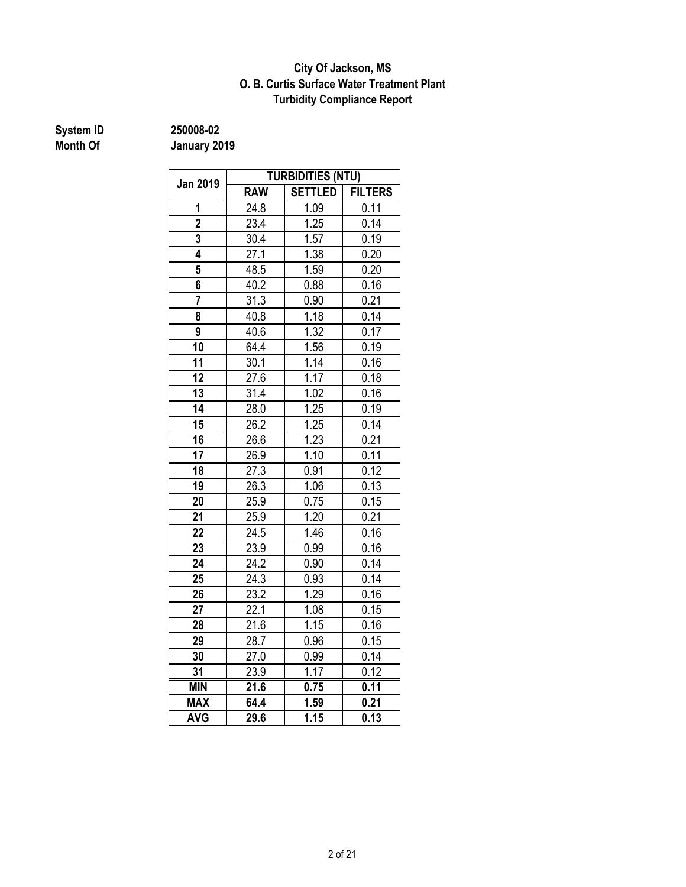**City Of Jackson, MS**
**O. B. Curtis Surface Water Treatment Plant**
**Turbidity Compliance Report**

**System ID** 250008-02
**Month Of** January 2019

| Jan 2019 | TURBIDITIES (NTU) | | |
|---|---|---|---|
| | RAW | SETTLED | FILTERS |
| 1 | 24.8 | 1.09 | 0.11 |
| 2 | 23.4 | 1.25 | 0.14 |
| 3 | 30.4 | 1.57 | 0.19 |
| 4 | 27.1 | 1.38 | 0.20 |
| 5 | 48.5 | 1.59 | 0.20 |
| 6 | 40.2 | 0.88 | 0.16 |
| 7 | 31.3 | 0.90 | 0.21 |
| 8 | 40.8 | 1.18 | 0.14 |
| 9 | 40.6 | 1.32 | 0.17 |
| 10 | 64.4 | 1.56 | 0.19 |
| 11 | 30.1 | 1.14 | 0.16 |
| 12 | 27.6 | 1.17 | 0.18 |
| 13 | 31.4 | 1.02 | 0.16 |
| 14 | 28.0 | 1.25 | 0.19 |
| 15 | 26.2 | 1.25 | 0.14 |
| 16 | 26.6 | 1.23 | 0.21 |
| 17 | 26.9 | 1.10 | 0.11 |
| 18 | 27.3 | 0.91 | 0.12 |
| 19 | 26.3 | 1.06 | 0.13 |
| 20 | 25.9 | 0.75 | 0.15 |
| 21 | 25.9 | 1.20 | 0.21 |
| 22 | 24.5 | 1.46 | 0.16 |
| 23 | 23.9 | 0.99 | 0.16 |
| 24 | 24.2 | 0.90 | 0.14 |
| 25 | 24.3 | 0.93 | 0.14 |
| 26 | 23.2 | 1.29 | 0.16 |
| 27 | 22.1 | 1.08 | 0.15 |
| 28 | 21.6 | 1.15 | 0.16 |
| 29 | 28.7 | 0.96 | 0.15 |
| 30 | 27.0 | 0.99 | 0.14 |
| 31 | 23.9 | 1.17 | 0.12 |
| **MIN** | **21.6** | **0.75** | **0.11** |
| **MAX** | **64.4** | **1.59** | **0.21** |
| **AVG** | **29.6** | **1.15** | **0.13** |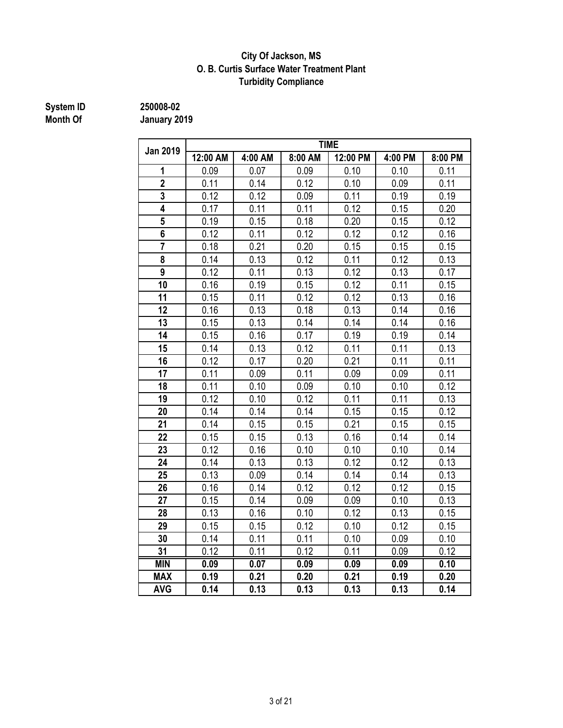**City Of Jackson, MS**
**O. B. Curtis Surface Water Treatment Plant**
**Turbidity Compliance**

**System ID** 250008-02
**Month Of** January 2019

| Jan 2019 | TIME | | | | | |
|---|---|---|---|---|---|---|
| | 12:00 AM | 4:00 AM | 8:00 AM | 12:00 PM | 4:00 PM | 8:00 PM |
| 1 | 0.09 | 0.07 | 0.09 | 0.10 | 0.10 | 0.11 |
| 2 | 0.11 | 0.14 | 0.12 | 0.10 | 0.09 | 0.11 |
| 3 | 0.12 | 0.12 | 0.09 | 0.11 | 0.19 | 0.19 |
| 4 | 0.17 | 0.11 | 0.11 | 0.12 | 0.15 | 0.20 |
| 5 | 0.19 | 0.15 | 0.18 | 0.20 | 0.15 | 0.12 |
| 6 | 0.12 | 0.11 | 0.12 | 0.12 | 0.12 | 0.16 |
| 7 | 0.18 | 0.21 | 0.20 | 0.15 | 0.15 | 0.15 |
| 8 | 0.14 | 0.13 | 0.12 | 0.11 | 0.12 | 0.13 |
| 9 | 0.12 | 0.11 | 0.13 | 0.12 | 0.13 | 0.17 |
| 10 | 0.16 | 0.19 | 0.15 | 0.12 | 0.11 | 0.15 |
| 11 | 0.15 | 0.11 | 0.12 | 0.12 | 0.13 | 0.16 |
| 12 | 0.16 | 0.13 | 0.18 | 0.13 | 0.14 | 0.16 |
| 13 | 0.15 | 0.13 | 0.14 | 0.14 | 0.14 | 0.16 |
| 14 | 0.15 | 0.16 | 0.17 | 0.19 | 0.19 | 0.14 |
| 15 | 0.14 | 0.13 | 0.12 | 0.11 | 0.11 | 0.13 |
| 16 | 0.12 | 0.17 | 0.20 | 0.21 | 0.11 | 0.11 |
| 17 | 0.11 | 0.09 | 0.11 | 0.09 | 0.09 | 0.11 |
| 18 | 0.11 | 0.10 | 0.09 | 0.10 | 0.10 | 0.12 |
| 19 | 0.12 | 0.10 | 0.12 | 0.11 | 0.11 | 0.13 |
| 20 | 0.14 | 0.14 | 0.14 | 0.15 | 0.15 | 0.12 |
| 21 | 0.14 | 0.15 | 0.15 | 0.21 | 0.15 | 0.15 |
| 22 | 0.15 | 0.15 | 0.13 | 0.16 | 0.14 | 0.14 |
| 23 | 0.12 | 0.16 | 0.10 | 0.10 | 0.10 | 0.14 |
| 24 | 0.14 | 0.13 | 0.13 | 0.12 | 0.12 | 0.13 |
| 25 | 0.13 | 0.09 | 0.14 | 0.14 | 0.14 | 0.13 |
| 26 | 0.16 | 0.14 | 0.12 | 0.12 | 0.12 | 0.15 |
| 27 | 0.15 | 0.14 | 0.09 | 0.09 | 0.10 | 0.13 |
| 28 | 0.13 | 0.16 | 0.10 | 0.12 | 0.13 | 0.15 |
| 29 | 0.15 | 0.15 | 0.12 | 0.10 | 0.12 | 0.15 |
| 30 | 0.14 | 0.11 | 0.11 | 0.10 | 0.09 | 0.10 |
| 31 | 0.12 | 0.11 | 0.12 | 0.11 | 0.09 | 0.12 |
| **MIN** | **0.09** | **0.07** | **0.09** | **0.09** | **0.09** | **0.10** |
| **MAX** | **0.19** | **0.21** | **0.20** | **0.21** | **0.19** | **0.20** |
| **AVG** | **0.14** | **0.13** | **0.13** | **0.13** | **0.13** | **0.14** |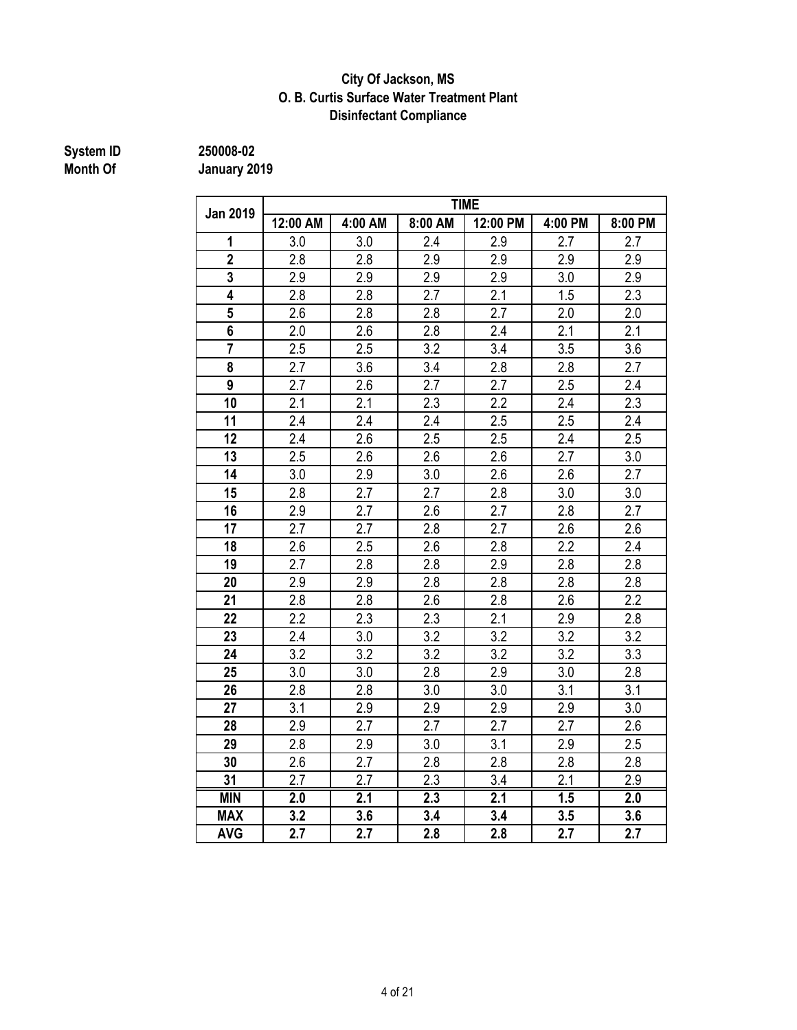**City Of Jackson, MS**
**O. B. Curtis Surface Water Treatment Plant**
**Disinfectant Compliance**

**System ID** 250008-02
**Month Of** January 2019

| Jan 2019 | TIME | | | | | |
|---|---|---|---|---|---|---|
| | 12:00 AM | 4:00 AM | 8:00 AM | 12:00 PM | 4:00 PM | 8:00 PM |
| 1 | 3.0 | 3.0 | 2.4 | 2.9 | 2.7 | 2.7 |
| 2 | 2.8 | 2.8 | 2.9 | 2.9 | 2.9 | 2.9 |
| 3 | 2.9 | 2.9 | 2.9 | 2.9 | 3.0 | 2.9 |
| 4 | 2.8 | 2.8 | 2.7 | 2.1 | 1.5 | 2.3 |
| 5 | 2.6 | 2.8 | 2.8 | 2.7 | 2.0 | 2.0 |
| 6 | 2.0 | 2.6 | 2.8 | 2.4 | 2.1 | 2.1 |
| 7 | 2.5 | 2.5 | 3.2 | 3.4 | 3.5 | 3.6 |
| 8 | 2.7 | 3.6 | 3.4 | 2.8 | 2.8 | 2.7 |
| 9 | 2.7 | 2.6 | 2.7 | 2.7 | 2.5 | 2.4 |
| 10 | 2.1 | 2.1 | 2.3 | 2.2 | 2.4 | 2.3 |
| 11 | 2.4 | 2.4 | 2.4 | 2.5 | 2.5 | 2.4 |
| 12 | 2.4 | 2.6 | 2.5 | 2.5 | 2.4 | 2.5 |
| 13 | 2.5 | 2.6 | 2.6 | 2.6 | 2.7 | 3.0 |
| 14 | 3.0 | 2.9 | 3.0 | 2.6 | 2.6 | 2.7 |
| 15 | 2.8 | 2.7 | 2.7 | 2.8 | 3.0 | 3.0 |
| 16 | 2.9 | 2.7 | 2.6 | 2.7 | 2.8 | 2.7 |
| 17 | 2.7 | 2.7 | 2.8 | 2.7 | 2.6 | 2.6 |
| 18 | 2.6 | 2.5 | 2.6 | 2.8 | 2.2 | 2.4 |
| 19 | 2.7 | 2.8 | 2.8 | 2.9 | 2.8 | 2.8 |
| 20 | 2.9 | 2.9 | 2.8 | 2.8 | 2.8 | 2.8 |
| 21 | 2.8 | 2.8 | 2.6 | 2.8 | 2.6 | 2.2 |
| 22 | 2.2 | 2.3 | 2.3 | 2.1 | 2.9 | 2.8 |
| 23 | 2.4 | 3.0 | 3.2 | 3.2 | 3.2 | 3.2 |
| 24 | 3.2 | 3.2 | 3.2 | 3.2 | 3.2 | 3.3 |
| 25 | 3.0 | 3.0 | 2.8 | 2.9 | 3.0 | 2.8 |
| 26 | 2.8 | 2.8 | 3.0 | 3.0 | 3.1 | 3.1 |
| 27 | 3.1 | 2.9 | 2.9 | 2.9 | 2.9 | 3.0 |
| 28 | 2.9 | 2.7 | 2.7 | 2.7 | 2.7 | 2.6 |
| 29 | 2.8 | 2.9 | 3.0 | 3.1 | 2.9 | 2.5 |
| 30 | 2.6 | 2.7 | 2.8 | 2.8 | 2.8 | 2.8 |
| 31 | 2.7 | 2.7 | 2.3 | 3.4 | 2.1 | 2.9 |
| **MIN** | **2.0** | **2.1** | **2.3** | **2.1** | **1.5** | **2.0** |
| **MAX** | **3.2** | **3.6** | **3.4** | **3.4** | **3.5** | **3.6** |
| **AVG** | **2.7** | **2.7** | **2.8** | **2.8** | **2.7** | **2.7** |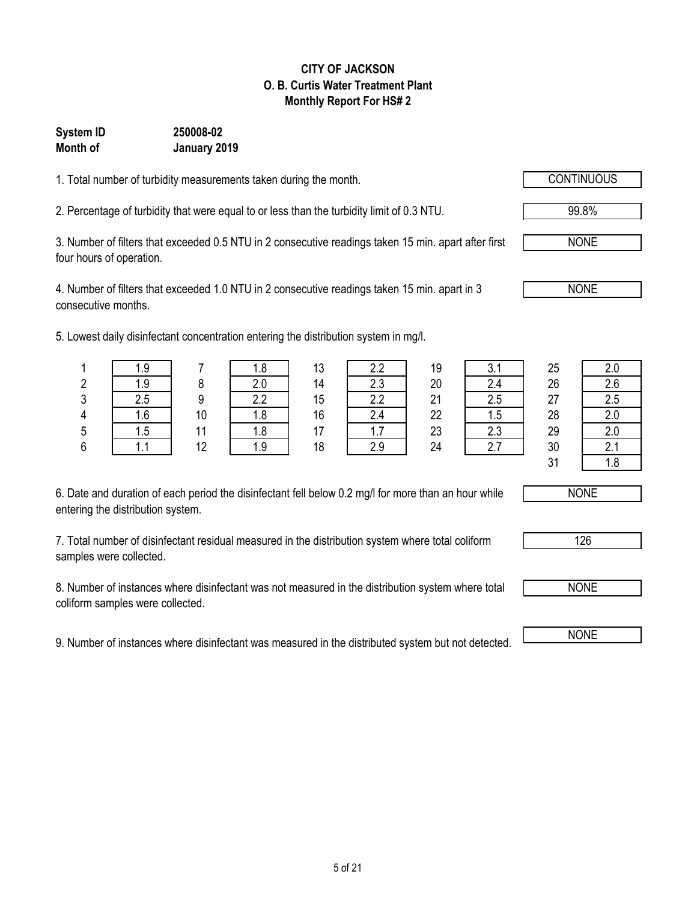**CITY OF JACKSON**
**O. B. Curtis Water Treatment Plant**
**Monthly Report For HS# 2**

**System ID** **250008-02**
**Month of** **January 2019**

1. Total number of turbidity measurements taken during the month. CONTINUOUS

2. Percentage of turbidity that were equal to or less than the turbidity limit of 0.3 NTU. 99.8%

3. Number of filters that exceeded 0.5 NTU in 2 consecutive readings taken 15 min. apart after first four hours of operation. NONE

4. Number of filters that exceeded 1.0 NTU in 2 consecutive readings taken 15 min. apart in 3 consecutive months. NONE

5. Lowest daily disinfectant concentration entering the distribution system in mg/l.

| Day | mg/l | Day | mg/l | Day | mg/l | Day | mg/l | Day | mg/l |
|---|---|---|---|---|---|---|---|---|---|
| 1 | 1.9 | 7 | 1.8 | 13 | 2.2 | 19 | 3.1 | 25 | 2.0 |
| 2 | 1.9 | 8 | 2.0 | 14 | 2.3 | 20 | 2.4 | 26 | 2.6 |
| 3 | 2.5 | 9 | 2.2 | 15 | 2.2 | 21 | 2.5 | 27 | 2.5 |
| 4 | 1.6 | 10 | 1.8 | 16 | 2.4 | 22 | 1.5 | 28 | 2.0 |
| 5 | 1.5 | 11 | 1.8 | 17 | 1.7 | 23 | 2.3 | 29 | 2.0 |
| 6 | 1.1 | 12 | 1.9 | 18 | 2.9 | 24 | 2.7 | 30 | 2.1 |
| | | | | | | | | 31 | 1.8 |

6. Date and duration of each period the disinfectant fell below 0.2 mg/l for more than an hour while entering the distribution system. NONE

7. Total number of disinfectant residual measured in the distribution system where total coliform samples were collected. 126

8. Number of instances where disinfectant was not measured in the distribution system where total coliform samples were collected. NONE

9. Number of instances where disinfectant was measured in the distributed system but not detected. NONE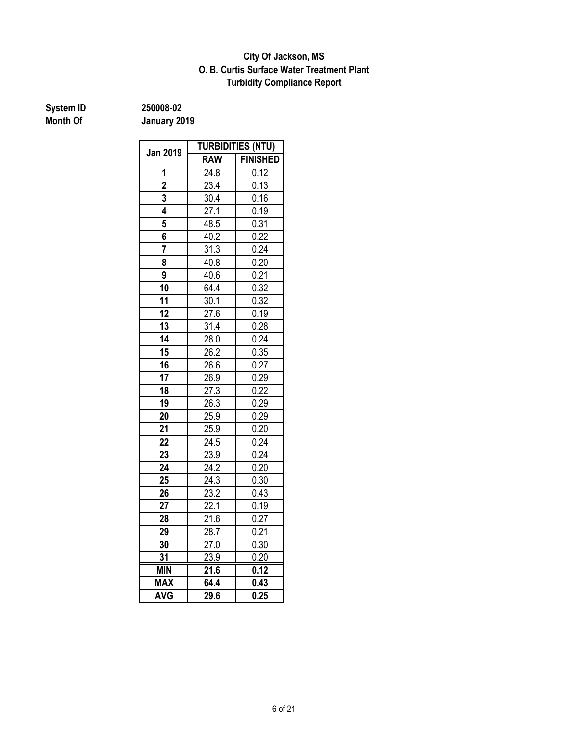**City Of Jackson, MS**
**O. B. Curtis Surface Water Treatment Plant**
**Turbidity Compliance Report**

**System ID** 250008-02
**Month Of** January 2019

| Jan 2019 | TURBIDITIES (NTU) | |
|---|---|---|
| | RAW | FINISHED |
| 1 | 24.8 | 0.12 |
| 2 | 23.4 | 0.13 |
| 3 | 30.4 | 0.16 |
| 4 | 27.1 | 0.19 |
| 5 | 48.5 | 0.31 |
| 6 | 40.2 | 0.22 |
| 7 | 31.3 | 0.24 |
| 8 | 40.8 | 0.20 |
| 9 | 40.6 | 0.21 |
| 10 | 64.4 | 0.32 |
| 11 | 30.1 | 0.32 |
| 12 | 27.6 | 0.19 |
| 13 | 31.4 | 0.28 |
| 14 | 28.0 | 0.24 |
| 15 | 26.2 | 0.35 |
| 16 | 26.6 | 0.27 |
| 17 | 26.9 | 0.29 |
| 18 | 27.3 | 0.22 |
| 19 | 26.3 | 0.29 |
| 20 | 25.9 | 0.29 |
| 21 | 25.9 | 0.20 |
| 22 | 24.5 | 0.24 |
| 23 | 23.9 | 0.24 |
| 24 | 24.2 | 0.20 |
| 25 | 24.3 | 0.30 |
| 26 | 23.2 | 0.43 |
| 27 | 22.1 | 0.19 |
| 28 | 21.6 | 0.27 |
| 29 | 28.7 | 0.21 |
| 30 | 27.0 | 0.30 |
| 31 | 23.9 | 0.20 |
| **MIN** | **21.6** | **0.12** |
| **MAX** | **64.4** | **0.43** |
| **AVG** | **29.6** | **0.25** |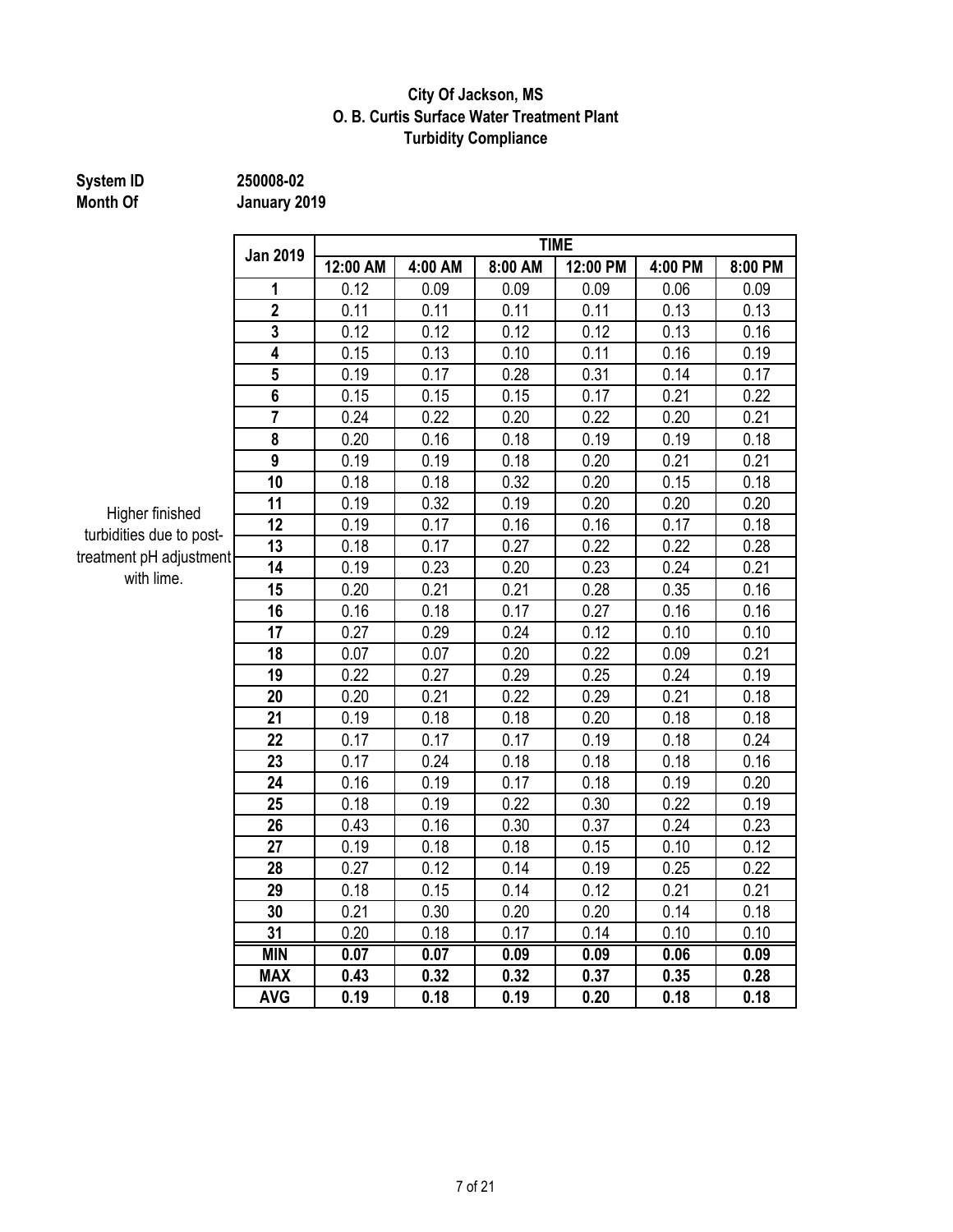**City Of Jackson, MS**
**O. B. Curtis Surface Water Treatment Plant**
**Turbidity Compliance**

**System ID** 250008-02
**Month Of** January 2019

Higher finished turbidities due to post-treatment pH adjustment with lime.

| Jan 2019 | TIME | | | | | |
|---|---|---|---|---|---|---|
| | 12:00 AM | 4:00 AM | 8:00 AM | 12:00 PM | 4:00 PM | 8:00 PM |
| 1 | 0.12 | 0.09 | 0.09 | 0.09 | 0.06 | 0.09 |
| 2 | 0.11 | 0.11 | 0.11 | 0.11 | 0.13 | 0.13 |
| 3 | 0.12 | 0.12 | 0.12 | 0.12 | 0.13 | 0.16 |
| 4 | 0.15 | 0.13 | 0.10 | 0.11 | 0.16 | 0.19 |
| 5 | 0.19 | 0.17 | 0.28 | 0.31 | 0.14 | 0.17 |
| 6 | 0.15 | 0.15 | 0.15 | 0.17 | 0.21 | 0.22 |
| 7 | 0.24 | 0.22 | 0.20 | 0.22 | 0.20 | 0.21 |
| 8 | 0.20 | 0.16 | 0.18 | 0.19 | 0.19 | 0.18 |
| 9 | 0.19 | 0.19 | 0.18 | 0.20 | 0.21 | 0.21 |
| 10 | 0.18 | 0.18 | 0.32 | 0.20 | 0.15 | 0.18 |
| 11 | 0.19 | 0.32 | 0.19 | 0.20 | 0.20 | 0.20 |
| 12 | 0.19 | 0.17 | 0.16 | 0.16 | 0.17 | 0.18 |
| 13 | 0.18 | 0.17 | 0.27 | 0.22 | 0.22 | 0.28 |
| 14 | 0.19 | 0.23 | 0.20 | 0.23 | 0.24 | 0.21 |
| 15 | 0.20 | 0.21 | 0.21 | 0.28 | 0.35 | 0.16 |
| 16 | 0.16 | 0.18 | 0.17 | 0.27 | 0.16 | 0.16 |
| 17 | 0.27 | 0.29 | 0.24 | 0.12 | 0.10 | 0.10 |
| 18 | 0.07 | 0.07 | 0.20 | 0.22 | 0.09 | 0.21 |
| 19 | 0.22 | 0.27 | 0.29 | 0.25 | 0.24 | 0.19 |
| 20 | 0.20 | 0.21 | 0.22 | 0.29 | 0.21 | 0.18 |
| 21 | 0.19 | 0.18 | 0.18 | 0.20 | 0.18 | 0.18 |
| 22 | 0.17 | 0.17 | 0.17 | 0.19 | 0.18 | 0.24 |
| 23 | 0.17 | 0.24 | 0.18 | 0.18 | 0.18 | 0.16 |
| 24 | 0.16 | 0.19 | 0.17 | 0.18 | 0.19 | 0.20 |
| 25 | 0.18 | 0.19 | 0.22 | 0.30 | 0.22 | 0.19 |
| 26 | 0.43 | 0.16 | 0.30 | 0.37 | 0.24 | 0.23 |
| 27 | 0.19 | 0.18 | 0.18 | 0.15 | 0.10 | 0.12 |
| 28 | 0.27 | 0.12 | 0.14 | 0.19 | 0.25 | 0.22 |
| 29 | 0.18 | 0.15 | 0.14 | 0.12 | 0.21 | 0.21 |
| 30 | 0.21 | 0.30 | 0.20 | 0.20 | 0.14 | 0.18 |
| 31 | 0.20 | 0.18 | 0.17 | 0.14 | 0.10 | 0.10 |
| **MIN** | **0.07** | **0.07** | **0.09** | **0.09** | **0.06** | **0.09** |
| **MAX** | **0.43** | **0.32** | **0.32** | **0.37** | **0.35** | **0.28** |
| **AVG** | **0.19** | **0.18** | **0.19** | **0.20** | **0.18** | **0.18** |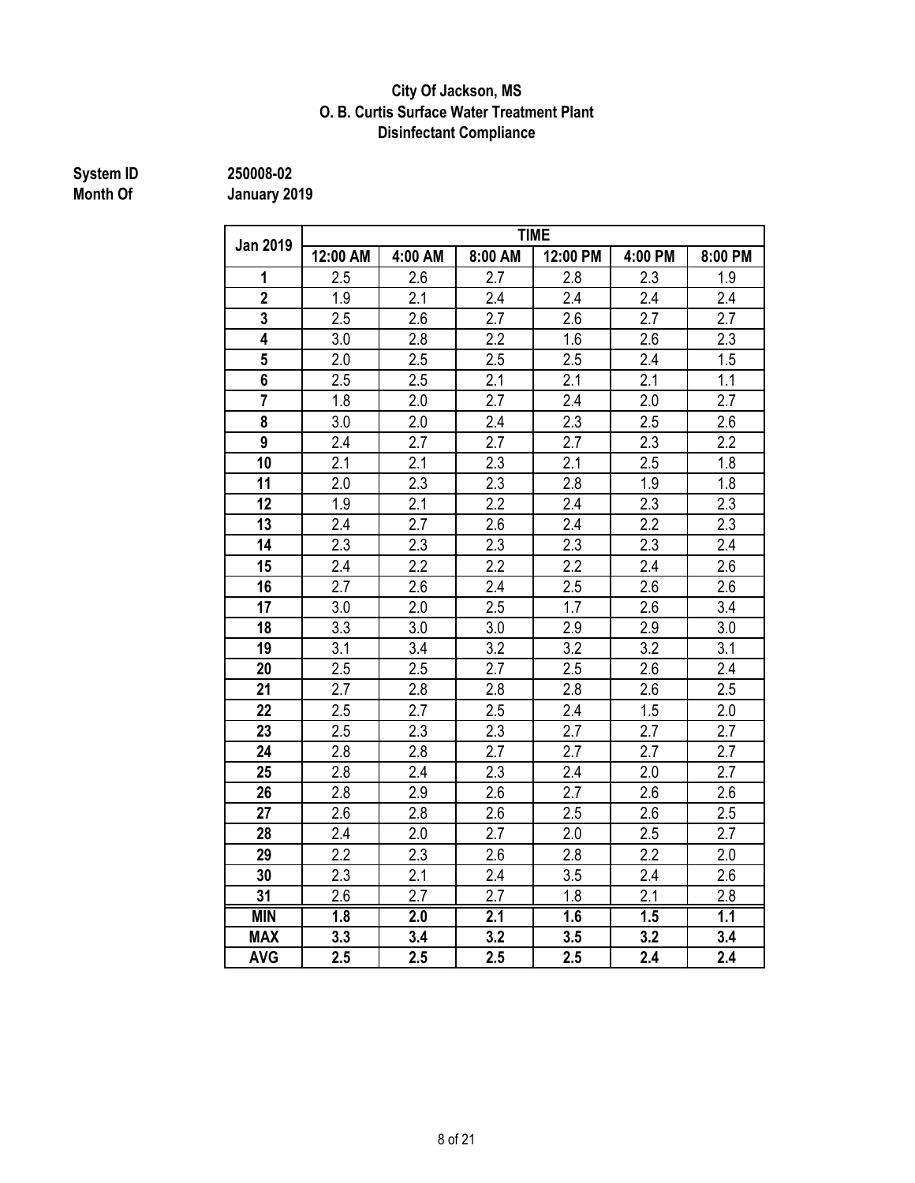**City Of Jackson, MS**
**O. B. Curtis Surface Water Treatment Plant**
**Disinfectant Compliance**

**System ID** 250008-02
**Month Of** January 2019

| Jan 2019 | TIME | | | | | |
|---|---|---|---|---|---|---|
| | 12:00 AM | 4:00 AM | 8:00 AM | 12:00 PM | 4:00 PM | 8:00 PM |
| 1 | 2.5 | 2.6 | 2.7 | 2.8 | 2.3 | 1.9 |
| 2 | 1.9 | 2.1 | 2.4 | 2.4 | 2.4 | 2.4 |
| 3 | 2.5 | 2.6 | 2.7 | 2.6 | 2.7 | 2.7 |
| 4 | 3.0 | 2.8 | 2.2 | 1.6 | 2.6 | 2.3 |
| 5 | 2.0 | 2.5 | 2.5 | 2.5 | 2.4 | 1.5 |
| 6 | 2.5 | 2.5 | 2.1 | 2.1 | 2.1 | 1.1 |
| 7 | 1.8 | 2.0 | 2.7 | 2.4 | 2.0 | 2.7 |
| 8 | 3.0 | 2.0 | 2.4 | 2.3 | 2.5 | 2.6 |
| 9 | 2.4 | 2.7 | 2.7 | 2.7 | 2.3 | 2.2 |
| 10 | 2.1 | 2.1 | 2.3 | 2.1 | 2.5 | 1.8 |
| 11 | 2.0 | 2.3 | 2.3 | 2.8 | 1.9 | 1.8 |
| 12 | 1.9 | 2.1 | 2.2 | 2.4 | 2.3 | 2.3 |
| 13 | 2.4 | 2.7 | 2.6 | 2.4 | 2.2 | 2.3 |
| 14 | 2.3 | 2.3 | 2.3 | 2.3 | 2.3 | 2.4 |
| 15 | 2.4 | 2.2 | 2.2 | 2.2 | 2.4 | 2.6 |
| 16 | 2.7 | 2.6 | 2.4 | 2.5 | 2.6 | 2.6 |
| 17 | 3.0 | 2.0 | 2.5 | 1.7 | 2.6 | 3.4 |
| 18 | 3.3 | 3.0 | 3.0 | 2.9 | 2.9 | 3.0 |
| 19 | 3.1 | 3.4 | 3.2 | 3.2 | 3.2 | 3.1 |
| 20 | 2.5 | 2.5 | 2.7 | 2.5 | 2.6 | 2.4 |
| 21 | 2.7 | 2.8 | 2.8 | 2.8 | 2.6 | 2.5 |
| 22 | 2.5 | 2.7 | 2.5 | 2.4 | 1.5 | 2.0 |
| 23 | 2.5 | 2.3 | 2.3 | 2.7 | 2.7 | 2.7 |
| 24 | 2.8 | 2.8 | 2.7 | 2.7 | 2.7 | 2.7 |
| 25 | 2.8 | 2.4 | 2.3 | 2.4 | 2.0 | 2.7 |
| 26 | 2.8 | 2.9 | 2.6 | 2.7 | 2.6 | 2.6 |
| 27 | 2.6 | 2.8 | 2.6 | 2.5 | 2.6 | 2.5 |
| 28 | 2.4 | 2.0 | 2.7 | 2.0 | 2.5 | 2.7 |
| 29 | 2.2 | 2.3 | 2.6 | 2.8 | 2.2 | 2.0 |
| 30 | 2.3 | 2.1 | 2.4 | 3.5 | 2.4 | 2.6 |
| 31 | 2.6 | 2.7 | 2.7 | 1.8 | 2.1 | 2.8 |
| **MIN** | **1.8** | **2.0** | **2.1** | **1.6** | **1.5** | **1.1** |
| **MAX** | **3.3** | **3.4** | **3.2** | **3.5** | **3.2** | **3.4** |
| **AVG** | **2.5** | **2.5** | **2.5** | **2.5** | **2.4** | **2.4** |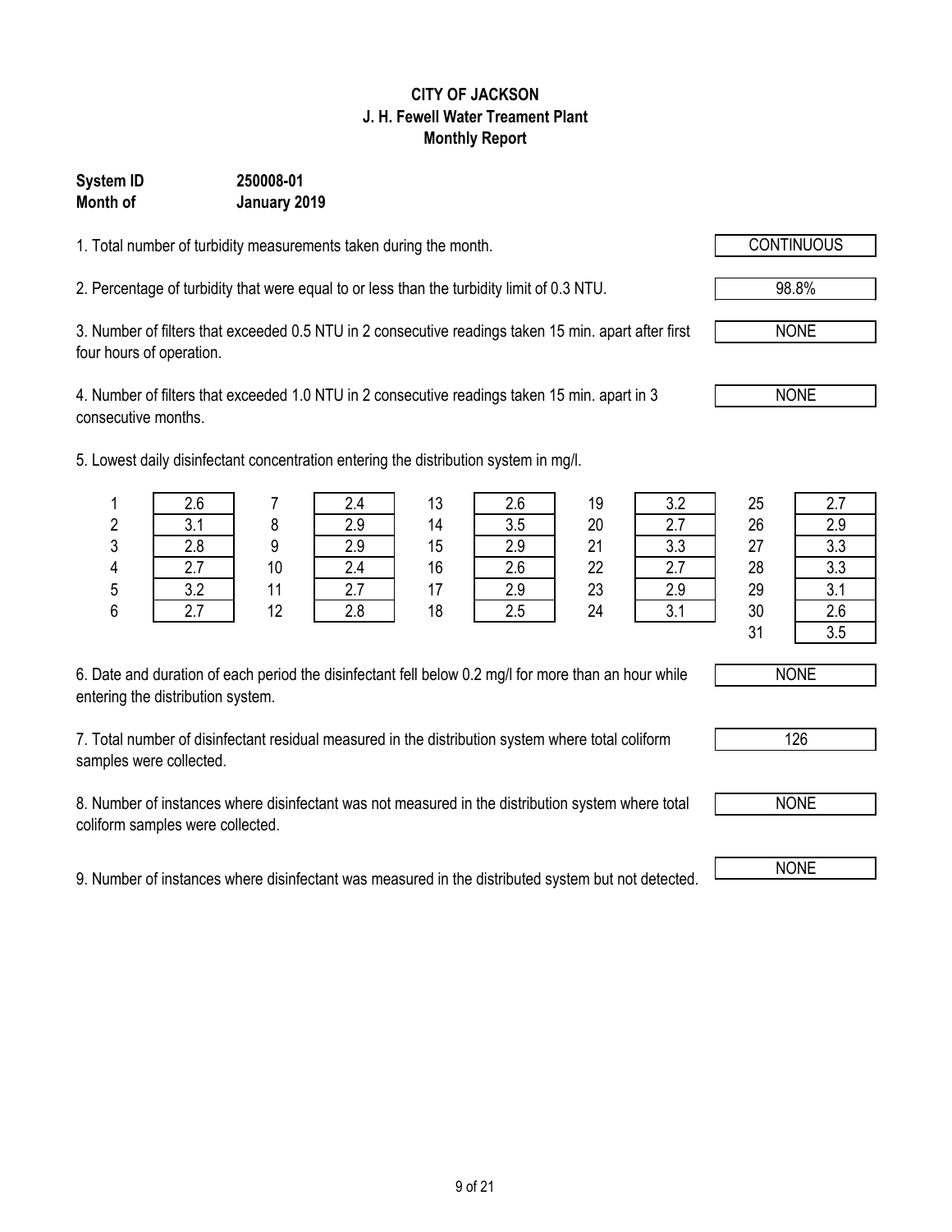**CITY OF JACKSON**
**J. H. Fewell Water Treament Plant**
**Monthly Report**

**System ID** **250008-01**
**Month of** **January 2019**

1. Total number of turbidity measurements taken during the month. — CONTINUOUS

2. Percentage of turbidity that were equal to or less than the turbidity limit of 0.3 NTU. — 98.8%

3. Number of filters that exceeded 0.5 NTU in 2 consecutive readings taken 15 min. apart after first four hours of operation. — NONE

4. Number of filters that exceeded 1.0 NTU in 2 consecutive readings taken 15 min. apart in 3 consecutive months. — NONE

5. Lowest daily disinfectant concentration entering the distribution system in mg/l.

| Day | mg/l | Day | mg/l | Day | mg/l | Day | mg/l | Day | mg/l |
|---|---|---|---|---|---|---|---|---|---|
| 1 | 2.6 | 7 | 2.4 | 13 | 2.6 | 19 | 3.2 | 25 | 2.7 |
| 2 | 3.1 | 8 | 2.9 | 14 | 3.5 | 20 | 2.7 | 26 | 2.9 |
| 3 | 2.8 | 9 | 2.9 | 15 | 2.9 | 21 | 3.3 | 27 | 3.3 |
| 4 | 2.7 | 10 | 2.4 | 16 | 2.6 | 22 | 2.7 | 28 | 3.3 |
| 5 | 3.2 | 11 | 2.7 | 17 | 2.9 | 23 | 2.9 | 29 | 3.1 |
| 6 | 2.7 | 12 | 2.8 | 18 | 2.5 | 24 | 3.1 | 30 | 2.6 |
| | | | | | | | | 31 | 3.5 |

6. Date and duration of each period the disinfectant fell below 0.2 mg/l for more than an hour while entering the distribution system. — NONE

7. Total number of disinfectant residual measured in the distribution system where total coliform samples were collected. — 126

8. Number of instances where disinfectant was not measured in the distribution system where total coliform samples were collected. — NONE

9. Number of instances where disinfectant was measured in the distributed system but not detected. — NONE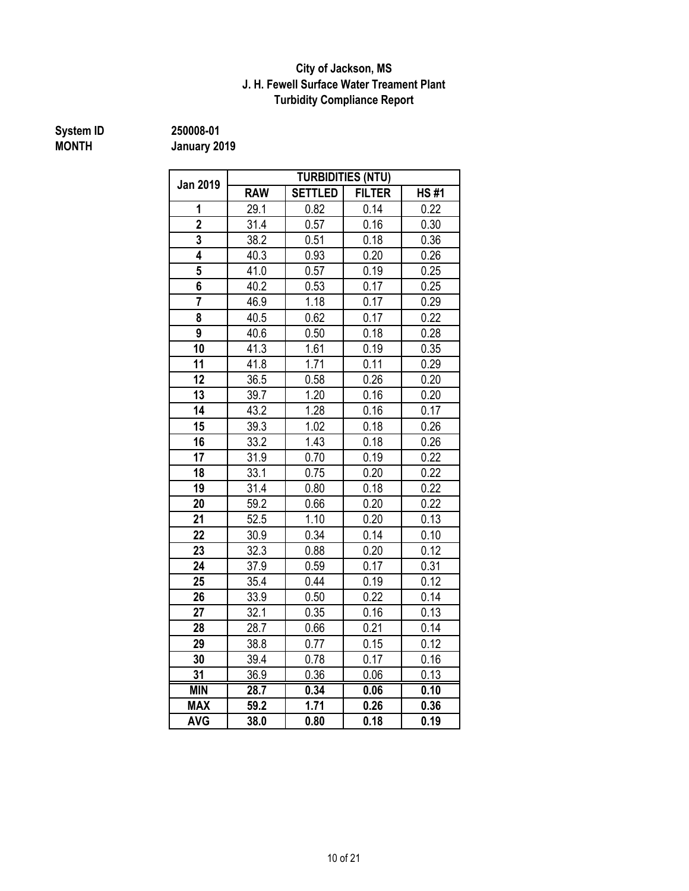**City of Jackson, MS**
**J. H. Fewell Surface Water Treament Plant**
**Turbidity Compliance Report**

**System ID** 250008-01
**MONTH** January 2019

| Jan 2019 | TURBIDITIES (NTU) | | | |
|---|---|---|---|---|
| | RAW | SETTLED | FILTER | HS #1 |
| 1 | 29.1 | 0.82 | 0.14 | 0.22 |
| 2 | 31.4 | 0.57 | 0.16 | 0.30 |
| 3 | 38.2 | 0.51 | 0.18 | 0.36 |
| 4 | 40.3 | 0.93 | 0.20 | 0.26 |
| 5 | 41.0 | 0.57 | 0.19 | 0.25 |
| 6 | 40.2 | 0.53 | 0.17 | 0.25 |
| 7 | 46.9 | 1.18 | 0.17 | 0.29 |
| 8 | 40.5 | 0.62 | 0.17 | 0.22 |
| 9 | 40.6 | 0.50 | 0.18 | 0.28 |
| 10 | 41.3 | 1.61 | 0.19 | 0.35 |
| 11 | 41.8 | 1.71 | 0.11 | 0.29 |
| 12 | 36.5 | 0.58 | 0.26 | 0.20 |
| 13 | 39.7 | 1.20 | 0.16 | 0.20 |
| 14 | 43.2 | 1.28 | 0.16 | 0.17 |
| 15 | 39.3 | 1.02 | 0.18 | 0.26 |
| 16 | 33.2 | 1.43 | 0.18 | 0.26 |
| 17 | 31.9 | 0.70 | 0.19 | 0.22 |
| 18 | 33.1 | 0.75 | 0.20 | 0.22 |
| 19 | 31.4 | 0.80 | 0.18 | 0.22 |
| 20 | 59.2 | 0.66 | 0.20 | 0.22 |
| 21 | 52.5 | 1.10 | 0.20 | 0.13 |
| 22 | 30.9 | 0.34 | 0.14 | 0.10 |
| 23 | 32.3 | 0.88 | 0.20 | 0.12 |
| 24 | 37.9 | 0.59 | 0.17 | 0.31 |
| 25 | 35.4 | 0.44 | 0.19 | 0.12 |
| 26 | 33.9 | 0.50 | 0.22 | 0.14 |
| 27 | 32.1 | 0.35 | 0.16 | 0.13 |
| 28 | 28.7 | 0.66 | 0.21 | 0.14 |
| 29 | 38.8 | 0.77 | 0.15 | 0.12 |
| 30 | 39.4 | 0.78 | 0.17 | 0.16 |
| 31 | 36.9 | 0.36 | 0.06 | 0.13 |
| **MIN** | **28.7** | **0.34** | **0.06** | **0.10** |
| **MAX** | **59.2** | **1.71** | **0.26** | **0.36** |
| **AVG** | **38.0** | **0.80** | **0.18** | **0.19** |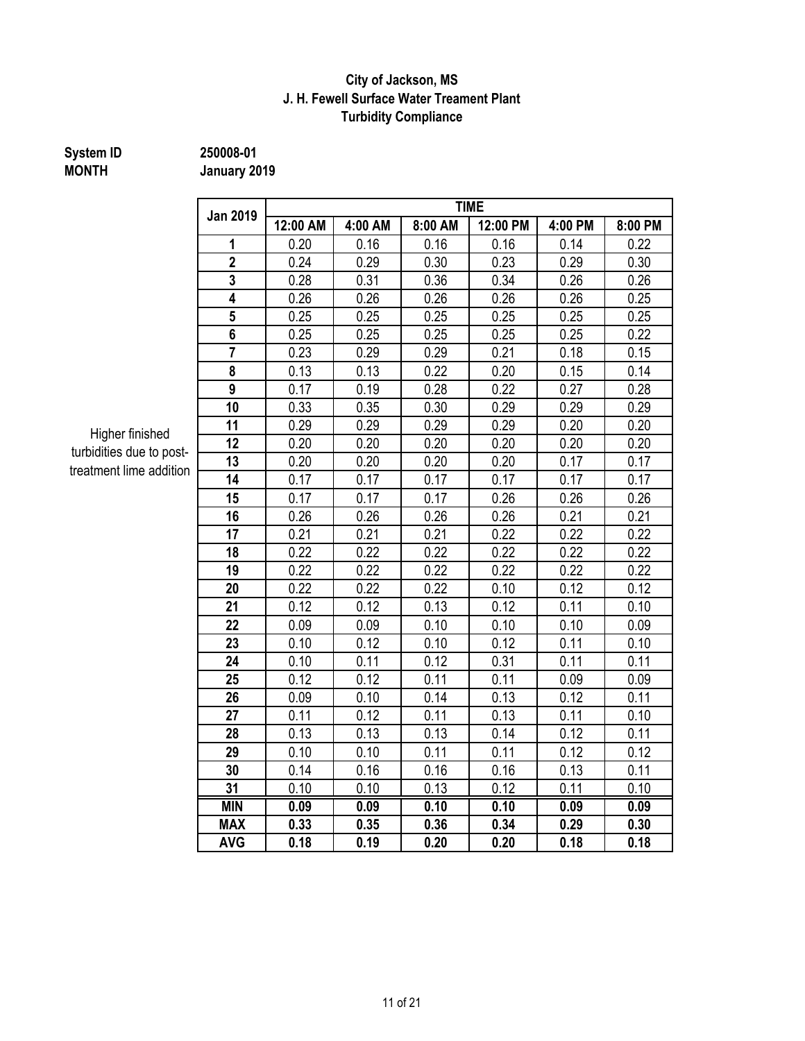**City of Jackson, MS**
**J. H. Fewell Surface Water Treament Plant**
**Turbidity Compliance**

**System ID** 250008-01
**MONTH** January 2019

Higher finished turbidities due to post-treatment lime addition

| Jan 2019 | TIME | | | | | |
|---|---|---|---|---|---|---|
| | 12:00 AM | 4:00 AM | 8:00 AM | 12:00 PM | 4:00 PM | 8:00 PM |
| 1 | 0.20 | 0.16 | 0.16 | 0.16 | 0.14 | 0.22 |
| 2 | 0.24 | 0.29 | 0.30 | 0.23 | 0.29 | 0.30 |
| 3 | 0.28 | 0.31 | 0.36 | 0.34 | 0.26 | 0.26 |
| 4 | 0.26 | 0.26 | 0.26 | 0.26 | 0.26 | 0.25 |
| 5 | 0.25 | 0.25 | 0.25 | 0.25 | 0.25 | 0.25 |
| 6 | 0.25 | 0.25 | 0.25 | 0.25 | 0.25 | 0.22 |
| 7 | 0.23 | 0.29 | 0.29 | 0.21 | 0.18 | 0.15 |
| 8 | 0.13 | 0.13 | 0.22 | 0.20 | 0.15 | 0.14 |
| 9 | 0.17 | 0.19 | 0.28 | 0.22 | 0.27 | 0.28 |
| 10 | 0.33 | 0.35 | 0.30 | 0.29 | 0.29 | 0.29 |
| 11 | 0.29 | 0.29 | 0.29 | 0.29 | 0.20 | 0.20 |
| 12 | 0.20 | 0.20 | 0.20 | 0.20 | 0.20 | 0.20 |
| 13 | 0.20 | 0.20 | 0.20 | 0.20 | 0.17 | 0.17 |
| 14 | 0.17 | 0.17 | 0.17 | 0.17 | 0.17 | 0.17 |
| 15 | 0.17 | 0.17 | 0.17 | 0.26 | 0.26 | 0.26 |
| 16 | 0.26 | 0.26 | 0.26 | 0.26 | 0.21 | 0.21 |
| 17 | 0.21 | 0.21 | 0.21 | 0.22 | 0.22 | 0.22 |
| 18 | 0.22 | 0.22 | 0.22 | 0.22 | 0.22 | 0.22 |
| 19 | 0.22 | 0.22 | 0.22 | 0.22 | 0.22 | 0.22 |
| 20 | 0.22 | 0.22 | 0.22 | 0.10 | 0.12 | 0.12 |
| 21 | 0.12 | 0.12 | 0.13 | 0.12 | 0.11 | 0.10 |
| 22 | 0.09 | 0.09 | 0.10 | 0.10 | 0.10 | 0.09 |
| 23 | 0.10 | 0.12 | 0.10 | 0.12 | 0.11 | 0.10 |
| 24 | 0.10 | 0.11 | 0.12 | 0.31 | 0.11 | 0.11 |
| 25 | 0.12 | 0.12 | 0.11 | 0.11 | 0.09 | 0.09 |
| 26 | 0.09 | 0.10 | 0.14 | 0.13 | 0.12 | 0.11 |
| 27 | 0.11 | 0.12 | 0.11 | 0.13 | 0.11 | 0.10 |
| 28 | 0.13 | 0.13 | 0.13 | 0.14 | 0.12 | 0.11 |
| 29 | 0.10 | 0.10 | 0.11 | 0.11 | 0.12 | 0.12 |
| 30 | 0.14 | 0.16 | 0.16 | 0.16 | 0.13 | 0.11 |
| 31 | 0.10 | 0.10 | 0.13 | 0.12 | 0.11 | 0.10 |
| **MIN** | **0.09** | **0.09** | **0.10** | **0.10** | **0.09** | **0.09** |
| **MAX** | **0.33** | **0.35** | **0.36** | **0.34** | **0.29** | **0.30** |
| **AVG** | **0.18** | **0.19** | **0.20** | **0.20** | **0.18** | **0.18** |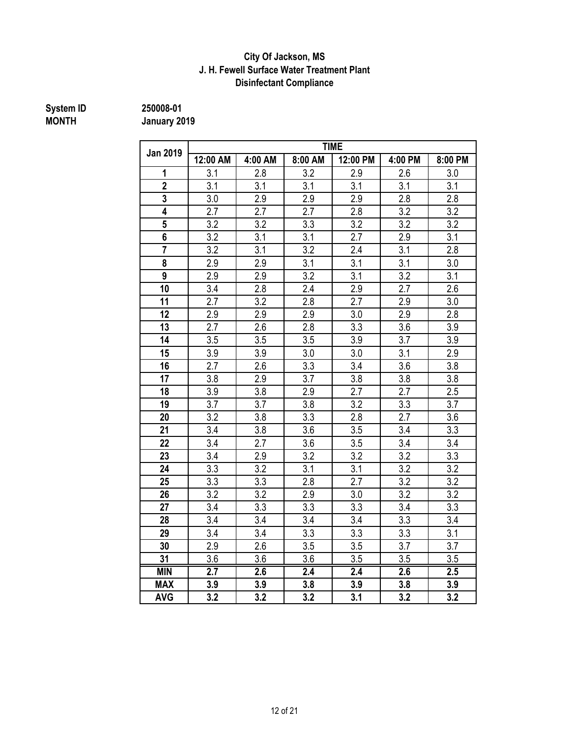**City Of Jackson, MS**
**J. H. Fewell Surface Water Treatment Plant**
**Disinfectant Compliance**

**System ID** 250008-01
**MONTH** January 2019

| Jan 2019 | TIME | | | | | |
|---|---|---|---|---|---|---|
| | 12:00 AM | 4:00 AM | 8:00 AM | 12:00 PM | 4:00 PM | 8:00 PM |
| 1 | 3.1 | 2.8 | 3.2 | 2.9 | 2.6 | 3.0 |
| 2 | 3.1 | 3.1 | 3.1 | 3.1 | 3.1 | 3.1 |
| 3 | 3.0 | 2.9 | 2.9 | 2.9 | 2.8 | 2.8 |
| 4 | 2.7 | 2.7 | 2.7 | 2.8 | 3.2 | 3.2 |
| 5 | 3.2 | 3.2 | 3.3 | 3.2 | 3.2 | 3.2 |
| 6 | 3.2 | 3.1 | 3.1 | 2.7 | 2.9 | 3.1 |
| 7 | 3.2 | 3.1 | 3.2 | 2.4 | 3.1 | 2.8 |
| 8 | 2.9 | 2.9 | 3.1 | 3.1 | 3.1 | 3.0 |
| 9 | 2.9 | 2.9 | 3.2 | 3.1 | 3.2 | 3.1 |
| 10 | 3.4 | 2.8 | 2.4 | 2.9 | 2.7 | 2.6 |
| 11 | 2.7 | 3.2 | 2.8 | 2.7 | 2.9 | 3.0 |
| 12 | 2.9 | 2.9 | 2.9 | 3.0 | 2.9 | 2.8 |
| 13 | 2.7 | 2.6 | 2.8 | 3.3 | 3.6 | 3.9 |
| 14 | 3.5 | 3.5 | 3.5 | 3.9 | 3.7 | 3.9 |
| 15 | 3.9 | 3.9 | 3.0 | 3.0 | 3.1 | 2.9 |
| 16 | 2.7 | 2.6 | 3.3 | 3.4 | 3.6 | 3.8 |
| 17 | 3.8 | 2.9 | 3.7 | 3.8 | 3.8 | 3.8 |
| 18 | 3.9 | 3.8 | 2.9 | 2.7 | 2.7 | 2.5 |
| 19 | 3.7 | 3.7 | 3.8 | 3.2 | 3.3 | 3.7 |
| 20 | 3.2 | 3.8 | 3.3 | 2.8 | 2.7 | 3.6 |
| 21 | 3.4 | 3.8 | 3.6 | 3.5 | 3.4 | 3.3 |
| 22 | 3.4 | 2.7 | 3.6 | 3.5 | 3.4 | 3.4 |
| 23 | 3.4 | 2.9 | 3.2 | 3.2 | 3.2 | 3.3 |
| 24 | 3.3 | 3.2 | 3.1 | 3.1 | 3.2 | 3.2 |
| 25 | 3.3 | 3.3 | 2.8 | 2.7 | 3.2 | 3.2 |
| 26 | 3.2 | 3.2 | 2.9 | 3.0 | 3.2 | 3.2 |
| 27 | 3.4 | 3.3 | 3.3 | 3.3 | 3.4 | 3.3 |
| 28 | 3.4 | 3.4 | 3.4 | 3.4 | 3.3 | 3.4 |
| 29 | 3.4 | 3.4 | 3.3 | 3.3 | 3.3 | 3.1 |
| 30 | 2.9 | 2.6 | 3.5 | 3.5 | 3.7 | 3.7 |
| 31 | 3.6 | 3.6 | 3.6 | 3.5 | 3.5 | 3.5 |
| **MIN** | **2.7** | **2.6** | **2.4** | **2.4** | **2.6** | **2.5** |
| **MAX** | **3.9** | **3.9** | **3.8** | **3.9** | **3.8** | **3.9** |
| **AVG** | **3.2** | **3.2** | **3.2** | **3.1** | **3.2** | **3.2** |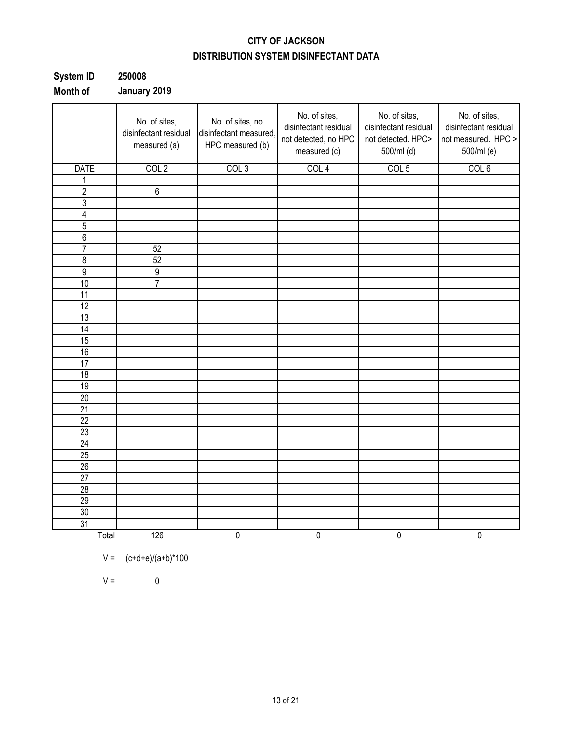# CITY OF JACKSON

## DISTRIBUTION SYSTEM DISINFECTANT DATA

**System ID** **250008**

**Month of** **January 2019**

| | No. of sites, disinfectant residual measured (a) | No. of sites, no disinfectant measured, HPC measured (b) | No. of sites, disinfectant residual not detected, no HPC measured (c) | No. of sites, disinfectant residual not detected. HPC> 500/ml (d) | No. of sites, disinfectant residual not measured. HPC > 500/ml (e) |
|---|---|---|---|---|---|
| DATE | COL 2 | COL 3 | COL 4 | COL 5 | COL 6 |
| 1 | | | | | |
| 2 | 6 | | | | |
| 3 | | | | | |
| 4 | | | | | |
| 5 | | | | | |
| 6 | | | | | |
| 7 | 52 | | | | |
| 8 | 52 | | | | |
| 9 | 9 | | | | |
| 10 | 7 | | | | |
| 11 | | | | | |
| 12 | | | | | |
| 13 | | | | | |
| 14 | | | | | |
| 15 | | | | | |
| 16 | | | | | |
| 17 | | | | | |
| 18 | | | | | |
| 19 | | | | | |
| 20 | | | | | |
| 21 | | | | | |
| 22 | | | | | |
| 23 | | | | | |
| 24 | | | | | |
| 25 | | | | | |
| 26 | | | | | |
| 27 | | | | | |
| 28 | | | | | |
| 29 | | | | | |
| 30 | | | | | |
| 31 | | | | | |
| Total | 126 | 0 | 0 | 0 | 0 |

V = (c+d+e)/(a+b)*100

V = 0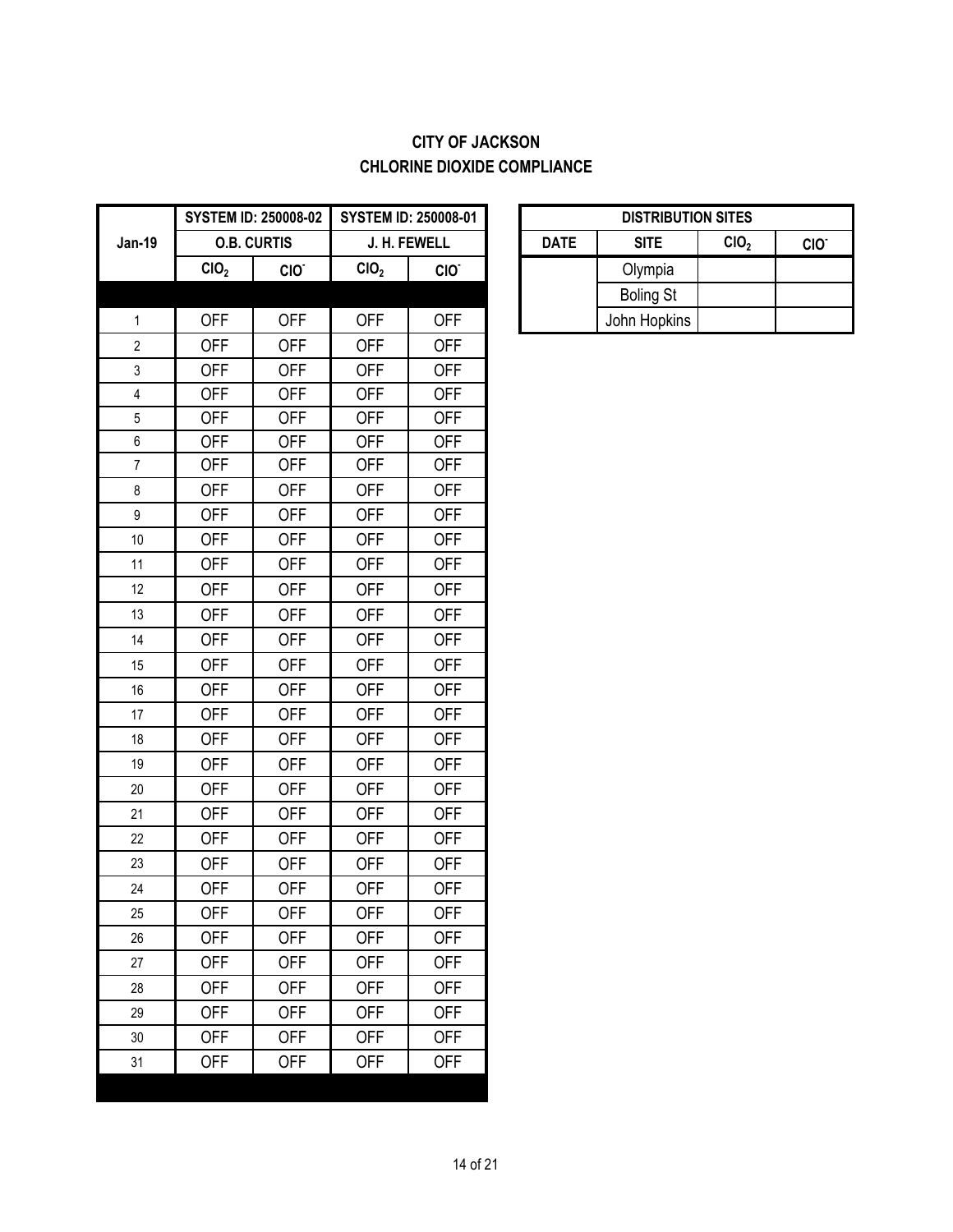**CITY OF JACKSON**
**CHLORINE DIOXIDE COMPLIANCE**

| Jan-19 | SYSTEM ID: 250008-02 | | SYSTEM ID: 250008-01 | |
|---|---|---|---|---|
| | O.B. CURTIS | | J. H. FEWELL | |
| | $ClO_2$ | $ClO^-$ | $ClO_2$ | $ClO^-$ |
| | | | | |
| 1 | OFF | OFF | OFF | OFF |
| 2 | OFF | OFF | OFF | OFF |
| 3 | OFF | OFF | OFF | OFF |
| 4 | OFF | OFF | OFF | OFF |
| 5 | OFF | OFF | OFF | OFF |
| 6 | OFF | OFF | OFF | OFF |
| 7 | OFF | OFF | OFF | OFF |
| 8 | OFF | OFF | OFF | OFF |
| 9 | OFF | OFF | OFF | OFF |
| 10 | OFF | OFF | OFF | OFF |
| 11 | OFF | OFF | OFF | OFF |
| 12 | OFF | OFF | OFF | OFF |
| 13 | OFF | OFF | OFF | OFF |
| 14 | OFF | OFF | OFF | OFF |
| 15 | OFF | OFF | OFF | OFF |
| 16 | OFF | OFF | OFF | OFF |
| 17 | OFF | OFF | OFF | OFF |
| 18 | OFF | OFF | OFF | OFF |
| 19 | OFF | OFF | OFF | OFF |
| 20 | OFF | OFF | OFF | OFF |
| 21 | OFF | OFF | OFF | OFF |
| 22 | OFF | OFF | OFF | OFF |
| 23 | OFF | OFF | OFF | OFF |
| 24 | OFF | OFF | OFF | OFF |
| 25 | OFF | OFF | OFF | OFF |
| 26 | OFF | OFF | OFF | OFF |
| 27 | OFF | OFF | OFF | OFF |
| 28 | OFF | OFF | OFF | OFF |
| 29 | OFF | OFF | OFF | OFF |
| 30 | OFF | OFF | OFF | OFF |
| 31 | OFF | OFF | OFF | OFF |

| DISTRIBUTION SITES | | | |
|---|---|---|---|
| DATE | SITE | $ClO_2$ | $ClO^-$ |
| | Olympia | | |
| | Boling St | | |
| | John Hopkins | | |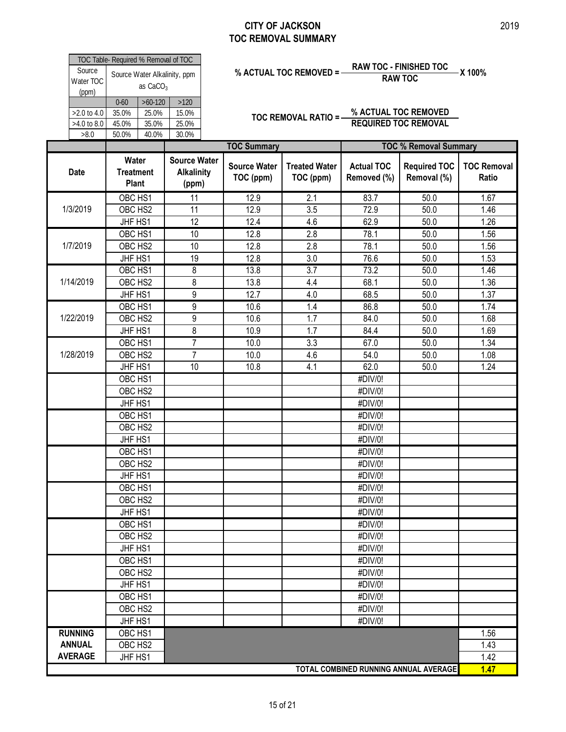# CITY OF JACKSON
## TOC REMOVAL SUMMARY

2019

| TOC Table- Required % Removal of TOC | | | |
|---|---|---|---|
| Source Water TOC (ppm) | Source Water Alkalinity, ppm as $CaCO_3$ | | |
| | 0-60 | >60-120 | >120 |
| >2.0 to 4.0 | 35.0% | 25.0% | 15.0% |
| >4.0 to 8.0 | 45.0% | 35.0% | 25.0% |
| >8.0 | 50.0% | 40.0% | 30.0% |

$$\text{\% ACTUAL TOC REMOVED} = \frac{\text{RAW TOC - FINISHED TOC}}{\text{RAW TOC}} \times 100\%$$

$$\text{TOC REMOVAL RATIO} = \frac{\text{\% ACTUAL TOC REMOVED}}{\text{REQUIRED TOC REMOVAL}}$$

| | | | TOC Summary | | TOC % Removal Summary | | |
|---|---|---|---|---|---|---|---|
| **Date** | **Water Treatment Plant** | **Source Water Alkalinity (ppm)** | **Source Water TOC (ppm)** | **Treated Water TOC (ppm)** | **Actual TOC Removed (%)** | **Required TOC Removal (%)** | **TOC Removal Ratio** |
| 1/3/2019 | OBC HS1 | 11 | 12.9 | 2.1 | 83.7 | 50.0 | 1.67 |
| | OBC HS2 | 11 | 12.9 | 3.5 | 72.9 | 50.0 | 1.46 |
| | JHF HS1 | 12 | 12.4 | 4.6 | 62.9 | 50.0 | 1.26 |
| 1/7/2019 | OBC HS1 | 10 | 12.8 | 2.8 | 78.1 | 50.0 | 1.56 |
| | OBC HS2 | 10 | 12.8 | 2.8 | 78.1 | 50.0 | 1.56 |
| | JHF HS1 | 19 | 12.8 | 3.0 | 76.6 | 50.0 | 1.53 |
| 1/14/2019 | OBC HS1 | 8 | 13.8 | 3.7 | 73.2 | 50.0 | 1.46 |
| | OBC HS2 | 8 | 13.8 | 4.4 | 68.1 | 50.0 | 1.36 |
| | JHF HS1 | 9 | 12.7 | 4.0 | 68.5 | 50.0 | 1.37 |
| 1/22/2019 | OBC HS1 | 9 | 10.6 | 1.4 | 86.8 | 50.0 | 1.74 |
| | OBC HS2 | 9 | 10.6 | 1.7 | 84.0 | 50.0 | 1.68 |
| | JHF HS1 | 8 | 10.9 | 1.7 | 84.4 | 50.0 | 1.69 |
| 1/28/2019 | OBC HS1 | 7 | 10.0 | 3.3 | 67.0 | 50.0 | 1.34 |
| | OBC HS2 | 7 | 10.0 | 4.6 | 54.0 | 50.0 | 1.08 |
| | JHF HS1 | 10 | 10.8 | 4.1 | 62.0 | 50.0 | 1.24 |
| | OBC HS1 | | | | #DIV/0! | | |
| | OBC HS2 | | | | #DIV/0! | | |
| | JHF HS1 | | | | #DIV/0! | | |
| | OBC HS1 | | | | #DIV/0! | | |
| | OBC HS2 | | | | #DIV/0! | | |
| | JHF HS1 | | | | #DIV/0! | | |
| | OBC HS1 | | | | #DIV/0! | | |
| | OBC HS2 | | | | #DIV/0! | | |
| | JHF HS1 | | | | #DIV/0! | | |
| | OBC HS1 | | | | #DIV/0! | | |
| | OBC HS2 | | | | #DIV/0! | | |
| | JHF HS1 | | | | #DIV/0! | | |
| | OBC HS1 | | | | #DIV/0! | | |
| | OBC HS2 | | | | #DIV/0! | | |
| | JHF HS1 | | | | #DIV/0! | | |
| | OBC HS1 | | | | #DIV/0! | | |
| | OBC HS2 | | | | #DIV/0! | | |
| | JHF HS1 | | | | #DIV/0! | | |
| | OBC HS1 | | | | #DIV/0! | | |
| | OBC HS2 | | | | #DIV/0! | | |
| | JHF HS1 | | | | #DIV/0! | | |
| **RUNNING ANNUAL AVERAGE** | OBC HS1 | | | | | | 1.56 |
| | OBC HS2 | | | | | | 1.43 |
| | JHF HS1 | | | | | | 1.42 |
| **TOTAL COMBINED RUNNING ANNUAL AVERAGE** | | | | | | | **1.47** |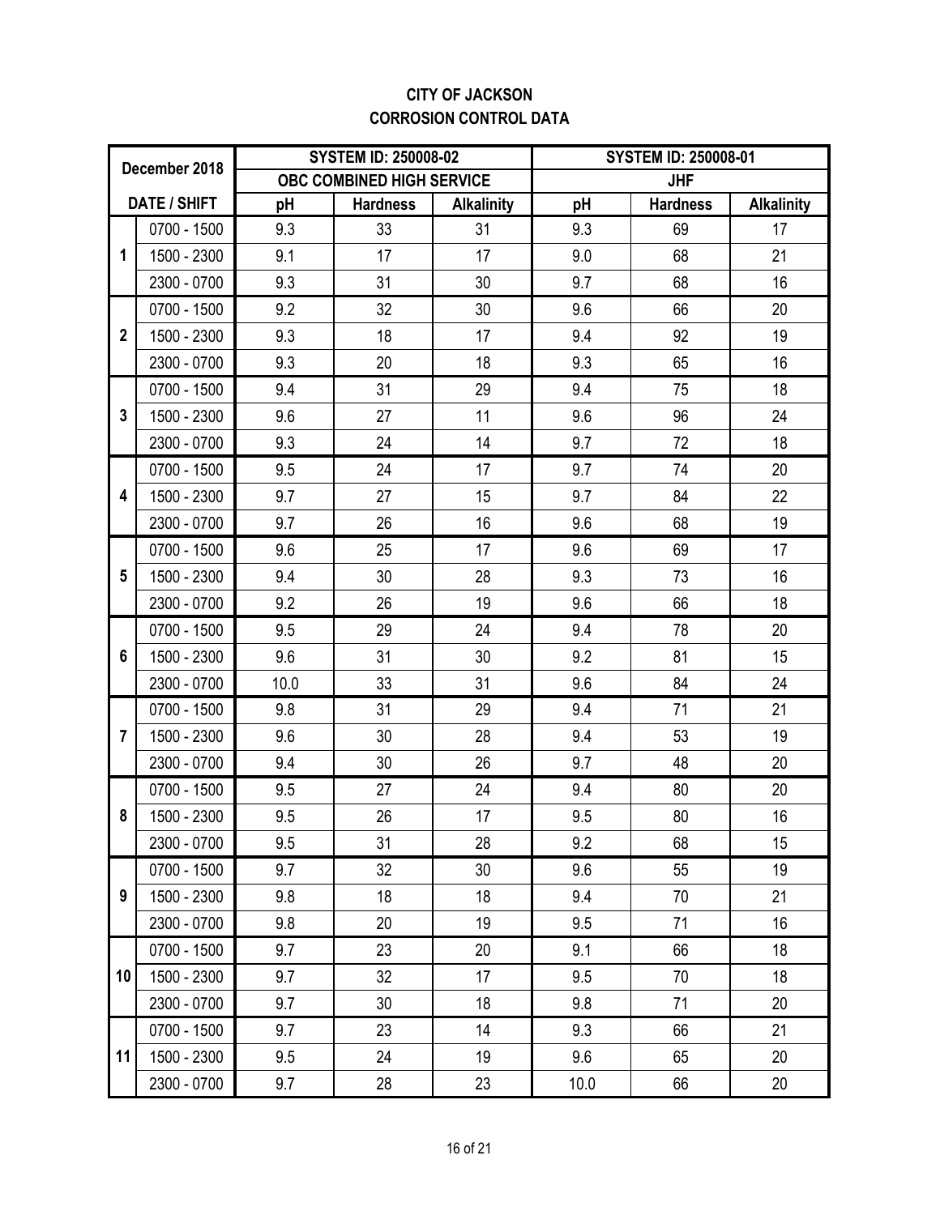**CITY OF JACKSON**
**CORROSION CONTROL DATA**

| December 2018 | | SYSTEM ID: 250008-02 | | | SYSTEM ID: 250008-01 | | |
|---|---|---|---|---|---|---|---|
| | | OBC COMBINED HIGH SERVICE | | | JHF | | |
| DATE / SHIFT | | pH | Hardness | Alkalinity | pH | Hardness | Alkalinity |
| 1 | 0700 - 1500 | 9.3 | 33 | 31 | 9.3 | 69 | 17 |
| | 1500 - 2300 | 9.1 | 17 | 17 | 9.0 | 68 | 21 |
| | 2300 - 0700 | 9.3 | 31 | 30 | 9.7 | 68 | 16 |
| 2 | 0700 - 1500 | 9.2 | 32 | 30 | 9.6 | 66 | 20 |
| | 1500 - 2300 | 9.3 | 18 | 17 | 9.4 | 92 | 19 |
| | 2300 - 0700 | 9.3 | 20 | 18 | 9.3 | 65 | 16 |
| 3 | 0700 - 1500 | 9.4 | 31 | 29 | 9.4 | 75 | 18 |
| | 1500 - 2300 | 9.6 | 27 | 11 | 9.6 | 96 | 24 |
| | 2300 - 0700 | 9.3 | 24 | 14 | 9.7 | 72 | 18 |
| 4 | 0700 - 1500 | 9.5 | 24 | 17 | 9.7 | 74 | 20 |
| | 1500 - 2300 | 9.7 | 27 | 15 | 9.7 | 84 | 22 |
| | 2300 - 0700 | 9.7 | 26 | 16 | 9.6 | 68 | 19 |
| 5 | 0700 - 1500 | 9.6 | 25 | 17 | 9.6 | 69 | 17 |
| | 1500 - 2300 | 9.4 | 30 | 28 | 9.3 | 73 | 16 |
| | 2300 - 0700 | 9.2 | 26 | 19 | 9.6 | 66 | 18 |
| 6 | 0700 - 1500 | 9.5 | 29 | 24 | 9.4 | 78 | 20 |
| | 1500 - 2300 | 9.6 | 31 | 30 | 9.2 | 81 | 15 |
| | 2300 - 0700 | 10.0 | 33 | 31 | 9.6 | 84 | 24 |
| 7 | 0700 - 1500 | 9.8 | 31 | 29 | 9.4 | 71 | 21 |
| | 1500 - 2300 | 9.6 | 30 | 28 | 9.4 | 53 | 19 |
| | 2300 - 0700 | 9.4 | 30 | 26 | 9.7 | 48 | 20 |
| 8 | 0700 - 1500 | 9.5 | 27 | 24 | 9.4 | 80 | 20 |
| | 1500 - 2300 | 9.5 | 26 | 17 | 9.5 | 80 | 16 |
| | 2300 - 0700 | 9.5 | 31 | 28 | 9.2 | 68 | 15 |
| 9 | 0700 - 1500 | 9.7 | 32 | 30 | 9.6 | 55 | 19 |
| | 1500 - 2300 | 9.8 | 18 | 18 | 9.4 | 70 | 21 |
| | 2300 - 0700 | 9.8 | 20 | 19 | 9.5 | 71 | 16 |
| 10 | 0700 - 1500 | 9.7 | 23 | 20 | 9.1 | 66 | 18 |
| | 1500 - 2300 | 9.7 | 32 | 17 | 9.5 | 70 | 18 |
| | 2300 - 0700 | 9.7 | 30 | 18 | 9.8 | 71 | 20 |
| 11 | 0700 - 1500 | 9.7 | 23 | 14 | 9.3 | 66 | 21 |
| | 1500 - 2300 | 9.5 | 24 | 19 | 9.6 | 65 | 20 |
| | 2300 - 0700 | 9.7 | 28 | 23 | 10.0 | 66 | 20 |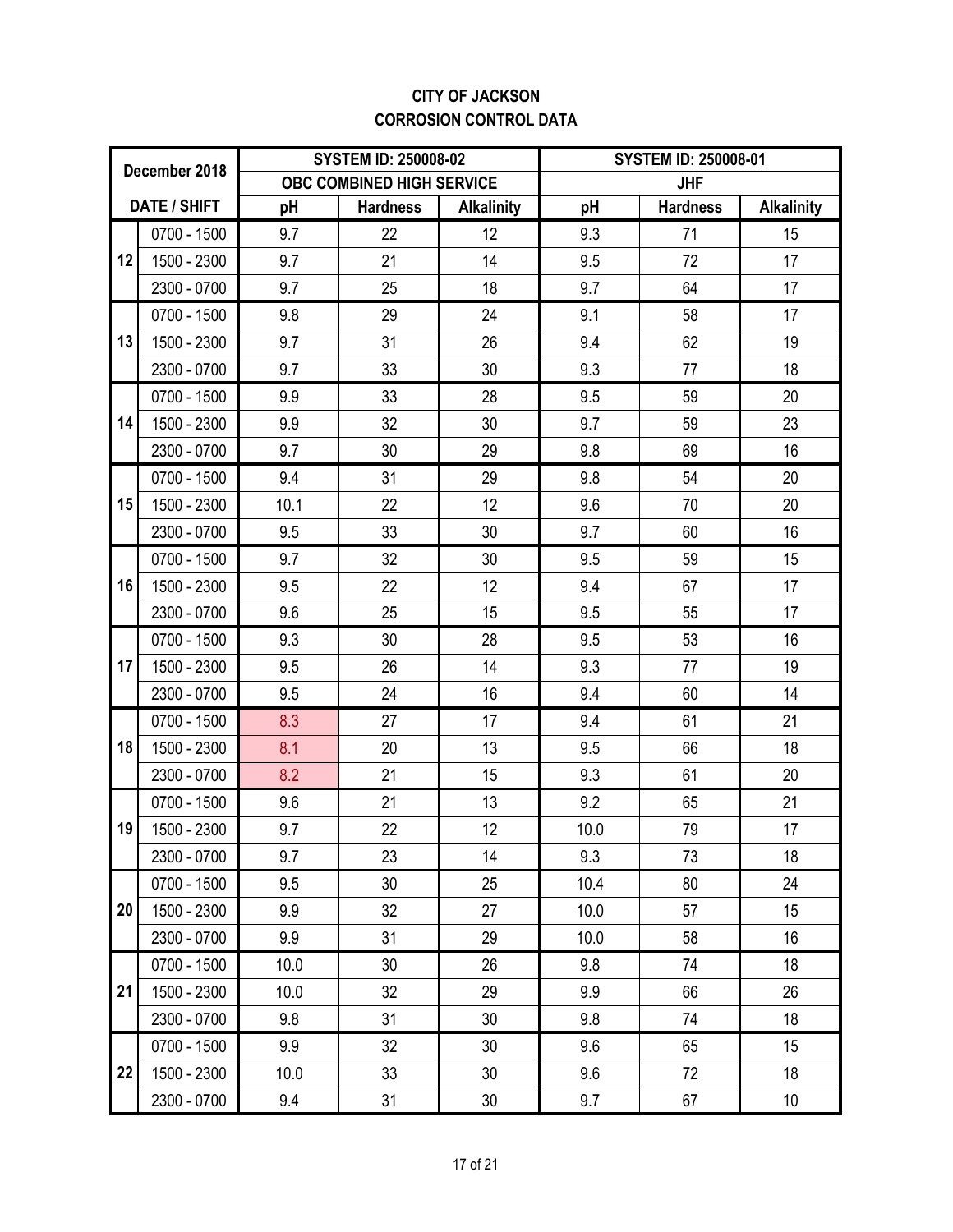# CITY OF JACKSON
## CORROSION CONTROL DATA

| December 2018 | | SYSTEM ID: 250008-02 | | | SYSTEM ID: 250008-01 | | |
|---|---|---|---|---|---|---|---|
| | | OBC COMBINED HIGH SERVICE | | | JHF | | |
| DATE / SHIFT | | pH | Hardness | Alkalinity | pH | Hardness | Alkalinity |
| 12 | 0700 - 1500 | 9.7 | 22 | 12 | 9.3 | 71 | 15 |
| | 1500 - 2300 | 9.7 | 21 | 14 | 9.5 | 72 | 17 |
| | 2300 - 0700 | 9.7 | 25 | 18 | 9.7 | 64 | 17 |
| 13 | 0700 - 1500 | 9.8 | 29 | 24 | 9.1 | 58 | 17 |
| | 1500 - 2300 | 9.7 | 31 | 26 | 9.4 | 62 | 19 |
| | 2300 - 0700 | 9.7 | 33 | 30 | 9.3 | 77 | 18 |
| 14 | 0700 - 1500 | 9.9 | 33 | 28 | 9.5 | 59 | 20 |
| | 1500 - 2300 | 9.9 | 32 | 30 | 9.7 | 59 | 23 |
| | 2300 - 0700 | 9.7 | 30 | 29 | 9.8 | 69 | 16 |
| 15 | 0700 - 1500 | 9.4 | 31 | 29 | 9.8 | 54 | 20 |
| | 1500 - 2300 | 10.1 | 22 | 12 | 9.6 | 70 | 20 |
| | 2300 - 0700 | 9.5 | 33 | 30 | 9.7 | 60 | 16 |
| 16 | 0700 - 1500 | 9.7 | 32 | 30 | 9.5 | 59 | 15 |
| | 1500 - 2300 | 9.5 | 22 | 12 | 9.4 | 67 | 17 |
| | 2300 - 0700 | 9.6 | 25 | 15 | 9.5 | 55 | 17 |
| 17 | 0700 - 1500 | 9.3 | 30 | 28 | 9.5 | 53 | 16 |
| | 1500 - 2300 | 9.5 | 26 | 14 | 9.3 | 77 | 19 |
| | 2300 - 0700 | 9.5 | 24 | 16 | 9.4 | 60 | 14 |
| 18 | 0700 - 1500 | 8.3 | 27 | 17 | 9.4 | 61 | 21 |
| | 1500 - 2300 | 8.1 | 20 | 13 | 9.5 | 66 | 18 |
| | 2300 - 0700 | 8.2 | 21 | 15 | 9.3 | 61 | 20 |
| 19 | 0700 - 1500 | 9.6 | 21 | 13 | 9.2 | 65 | 21 |
| | 1500 - 2300 | 9.7 | 22 | 12 | 10.0 | 79 | 17 |
| | 2300 - 0700 | 9.7 | 23 | 14 | 9.3 | 73 | 18 |
| 20 | 0700 - 1500 | 9.5 | 30 | 25 | 10.4 | 80 | 24 |
| | 1500 - 2300 | 9.9 | 32 | 27 | 10.0 | 57 | 15 |
| | 2300 - 0700 | 9.9 | 31 | 29 | 10.0 | 58 | 16 |
| 21 | 0700 - 1500 | 10.0 | 30 | 26 | 9.8 | 74 | 18 |
| | 1500 - 2300 | 10.0 | 32 | 29 | 9.9 | 66 | 26 |
| | 2300 - 0700 | 9.8 | 31 | 30 | 9.8 | 74 | 18 |
| 22 | 0700 - 1500 | 9.9 | 32 | 30 | 9.6 | 65 | 15 |
| | 1500 - 2300 | 10.0 | 33 | 30 | 9.6 | 72 | 18 |
| | 2300 - 0700 | 9.4 | 31 | 30 | 9.7 | 67 | 10 |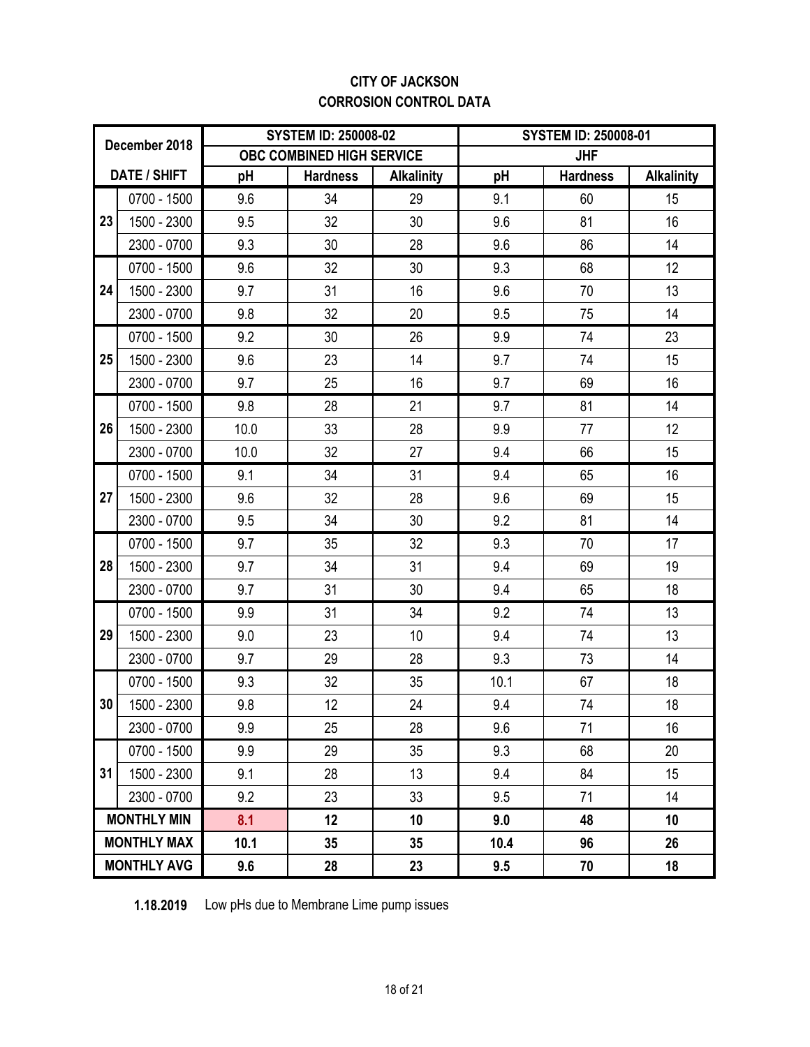**CITY OF JACKSON**
**CORROSION CONTROL DATA**

| December 2018 | | SYSTEM ID: 250008-02 | | | SYSTEM ID: 250008-01 | | |
|---|---|---|---|---|---|---|---|
| | | OBC COMBINED HIGH SERVICE | | | JHF | | |
| DATE / SHIFT | | pH | Hardness | Alkalinity | pH | Hardness | Alkalinity |
| 23 | 0700 - 1500 | 9.6 | 34 | 29 | 9.1 | 60 | 15 |
| | 1500 - 2300 | 9.5 | 32 | 30 | 9.6 | 81 | 16 |
| | 2300 - 0700 | 9.3 | 30 | 28 | 9.6 | 86 | 14 |
| 24 | 0700 - 1500 | 9.6 | 32 | 30 | 9.3 | 68 | 12 |
| | 1500 - 2300 | 9.7 | 31 | 16 | 9.6 | 70 | 13 |
| | 2300 - 0700 | 9.8 | 32 | 20 | 9.5 | 75 | 14 |
| 25 | 0700 - 1500 | 9.2 | 30 | 26 | 9.9 | 74 | 23 |
| | 1500 - 2300 | 9.6 | 23 | 14 | 9.7 | 74 | 15 |
| | 2300 - 0700 | 9.7 | 25 | 16 | 9.7 | 69 | 16 |
| 26 | 0700 - 1500 | 9.8 | 28 | 21 | 9.7 | 81 | 14 |
| | 1500 - 2300 | 10.0 | 33 | 28 | 9.9 | 77 | 12 |
| | 2300 - 0700 | 10.0 | 32 | 27 | 9.4 | 66 | 15 |
| 27 | 0700 - 1500 | 9.1 | 34 | 31 | 9.4 | 65 | 16 |
| | 1500 - 2300 | 9.6 | 32 | 28 | 9.6 | 69 | 15 |
| | 2300 - 0700 | 9.5 | 34 | 30 | 9.2 | 81 | 14 |
| 28 | 0700 - 1500 | 9.7 | 35 | 32 | 9.3 | 70 | 17 |
| | 1500 - 2300 | 9.7 | 34 | 31 | 9.4 | 69 | 19 |
| | 2300 - 0700 | 9.7 | 31 | 30 | 9.4 | 65 | 18 |
| 29 | 0700 - 1500 | 9.9 | 31 | 34 | 9.2 | 74 | 13 |
| | 1500 - 2300 | 9.0 | 23 | 10 | 9.4 | 74 | 13 |
| | 2300 - 0700 | 9.7 | 29 | 28 | 9.3 | 73 | 14 |
| 30 | 0700 - 1500 | 9.3 | 32 | 35 | 10.1 | 67 | 18 |
| | 1500 - 2300 | 9.8 | 12 | 24 | 9.4 | 74 | 18 |
| | 2300 - 0700 | 9.9 | 25 | 28 | 9.6 | 71 | 16 |
| 31 | 0700 - 1500 | 9.9 | 29 | 35 | 9.3 | 68 | 20 |
| | 1500 - 2300 | 9.1 | 28 | 13 | 9.4 | 84 | 15 |
| | 2300 - 0700 | 9.2 | 23 | 33 | 9.5 | 71 | 14 |
| **MONTHLY MIN** | | **8.1** | **12** | **10** | **9.0** | **48** | **10** |
| **MONTHLY MAX** | | **10.1** | **35** | **35** | **10.4** | **96** | **26** |
| **MONTHLY AVG** | | **9.6** | **28** | **23** | **9.5** | **70** | **18** |

**1.18.2019** Low pHs due to Membrane Lime pump issues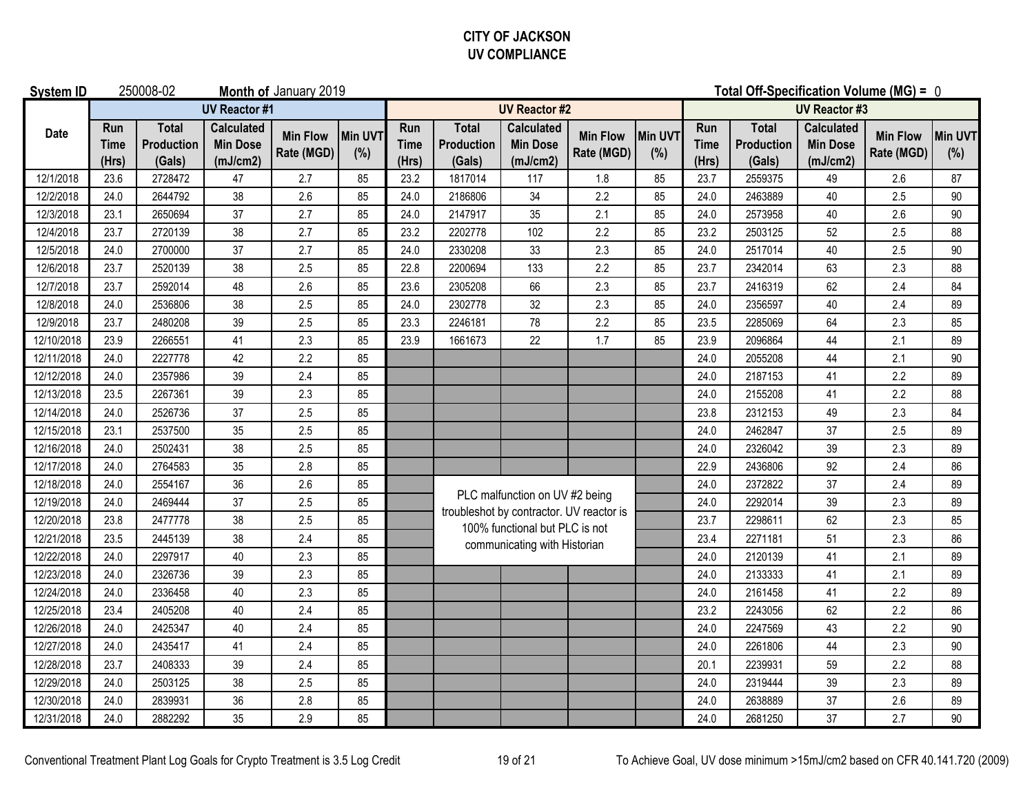# CITY OF JACKSON
## UV COMPLIANCE

**System ID** 250008-02 **Month of** January 2019 **Total Off-Specification Volume (MG) =** 0

| Date | UV Reactor #1 | | | | | UV Reactor #2 | | | | | UV Reactor #3 | | | | |
|---|---|---|---|---|---|---|---|---|---|---|---|---|---|---|---|
| | Run Time (Hrs) | Total Production (Gals) | Calculated Min Dose (mJ/cm2) | Min Flow Rate (MGD) | Min UVT (%) | Run Time (Hrs) | Total Production (Gals) | Calculated Min Dose (mJ/cm2) | Min Flow Rate (MGD) | Min UVT (%) | Run Time (Hrs) | Total Production (Gals) | Calculated Min Dose (mJ/cm2) | Min Flow Rate (MGD) | Min UVT (%) |
| 12/1/2018 | 23.6 | 2728472 | 47 | 2.7 | 85 | 23.2 | 1817014 | 117 | 1.8 | 85 | 23.7 | 2559375 | 49 | 2.6 | 87 |
| 12/2/2018 | 24.0 | 2644792 | 38 | 2.6 | 85 | 24.0 | 2186806 | 34 | 2.2 | 85 | 24.0 | 2463889 | 40 | 2.5 | 90 |
| 12/3/2018 | 23.1 | 2650694 | 37 | 2.7 | 85 | 24.0 | 2147917 | 35 | 2.1 | 85 | 24.0 | 2573958 | 40 | 2.6 | 90 |
| 12/4/2018 | 23.7 | 2720139 | 38 | 2.7 | 85 | 23.2 | 2202778 | 102 | 2.2 | 85 | 23.2 | 2503125 | 52 | 2.5 | 88 |
| 12/5/2018 | 24.0 | 2700000 | 37 | 2.7 | 85 | 24.0 | 2330208 | 33 | 2.3 | 85 | 24.0 | 2517014 | 40 | 2.5 | 90 |
| 12/6/2018 | 23.7 | 2520139 | 38 | 2.5 | 85 | 22.8 | 2200694 | 133 | 2.2 | 85 | 23.7 | 2342014 | 63 | 2.3 | 88 |
| 12/7/2018 | 23.7 | 2592014 | 48 | 2.6 | 85 | 23.6 | 2305208 | 66 | 2.3 | 85 | 23.7 | 2416319 | 62 | 2.4 | 84 |
| 12/8/2018 | 24.0 | 2536806 | 38 | 2.5 | 85 | 24.0 | 2302778 | 32 | 2.3 | 85 | 24.0 | 2356597 | 40 | 2.4 | 89 |
| 12/9/2018 | 23.7 | 2480208 | 39 | 2.5 | 85 | 23.3 | 2246181 | 78 | 2.2 | 85 | 23.5 | 2285069 | 64 | 2.3 | 85 |
| 12/10/2018 | 23.9 | 2266551 | 41 | 2.3 | 85 | 23.9 | 1661673 | 22 | 1.7 | 85 | 23.9 | 2096864 | 44 | 2.1 | 89 |
| 12/11/2018 | 24.0 | 2227778 | 42 | 2.2 | 85 | | | | | | 24.0 | 2055208 | 44 | 2.1 | 90 |
| 12/12/2018 | 24.0 | 2357986 | 39 | 2.4 | 85 | | | | | | 24.0 | 2187153 | 41 | 2.2 | 89 |
| 12/13/2018 | 23.5 | 2267361 | 39 | 2.3 | 85 | | | | | | 24.0 | 2155208 | 41 | 2.2 | 88 |
| 12/14/2018 | 24.0 | 2526736 | 37 | 2.5 | 85 | | | | | | 23.8 | 2312153 | 49 | 2.3 | 84 |
| 12/15/2018 | 23.1 | 2537500 | 35 | 2.5 | 85 | | | | | | 24.0 | 2462847 | 37 | 2.5 | 89 |
| 12/16/2018 | 24.0 | 2502431 | 38 | 2.5 | 85 | | | | | | 24.0 | 2326042 | 39 | 2.3 | 89 |
| 12/17/2018 | 24.0 | 2764583 | 35 | 2.8 | 85 | | | | | | 22.9 | 2436806 | 92 | 2.4 | 86 |
| 12/18/2018 | 24.0 | 2554167 | 36 | 2.6 | 85 | | PLC malfunction on UV #2 being troubleshot by contractor. UV reactor is 100% functional but PLC is not communicating with Historian | | | | 24.0 | 2372822 | 37 | 2.4 | 89 |
| 12/19/2018 | 24.0 | 2469444 | 37 | 2.5 | 85 | | | | | | 24.0 | 2292014 | 39 | 2.3 | 89 |
| 12/20/2018 | 23.8 | 2477778 | 38 | 2.5 | 85 | | | | | | 23.7 | 2298611 | 62 | 2.3 | 85 |
| 12/21/2018 | 23.5 | 2445139 | 38 | 2.4 | 85 | | | | | | 23.4 | 2271181 | 51 | 2.3 | 86 |
| 12/22/2018 | 24.0 | 2297917 | 40 | 2.3 | 85 | | | | | | 24.0 | 2120139 | 41 | 2.1 | 89 |
| 12/23/2018 | 24.0 | 2326736 | 39 | 2.3 | 85 | | | | | | 24.0 | 2133333 | 41 | 2.1 | 89 |
| 12/24/2018 | 24.0 | 2336458 | 40 | 2.3 | 85 | | | | | | 24.0 | 2161458 | 41 | 2.2 | 89 |
| 12/25/2018 | 23.4 | 2405208 | 40 | 2.4 | 85 | | | | | | 23.2 | 2243056 | 62 | 2.2 | 86 |
| 12/26/2018 | 24.0 | 2425347 | 40 | 2.4 | 85 | | | | | | 24.0 | 2247569 | 43 | 2.2 | 90 |
| 12/27/2018 | 24.0 | 2435417 | 41 | 2.4 | 85 | | | | | | 24.0 | 2261806 | 44 | 2.3 | 90 |
| 12/28/2018 | 23.7 | 2408333 | 39 | 2.4 | 85 | | | | | | 20.1 | 2239931 | 59 | 2.2 | 88 |
| 12/29/2018 | 24.0 | 2503125 | 38 | 2.5 | 85 | | | | | | 24.0 | 2319444 | 39 | 2.3 | 89 |
| 12/30/2018 | 24.0 | 2839931 | 36 | 2.8 | 85 | | | | | | 24.0 | 2638889 | 37 | 2.6 | 89 |
| 12/31/2018 | 24.0 | 2882292 | 35 | 2.9 | 85 | | | | | | 24.0 | 2681250 | 37 | 2.7 | 90 |

Conventional Treatment Plant Log Goals for Crypto Treatment is 3.5 Log Credit

To Achieve Goal, UV dose minimum >15mJ/cm2 based on CFR 40.141.720 (2009)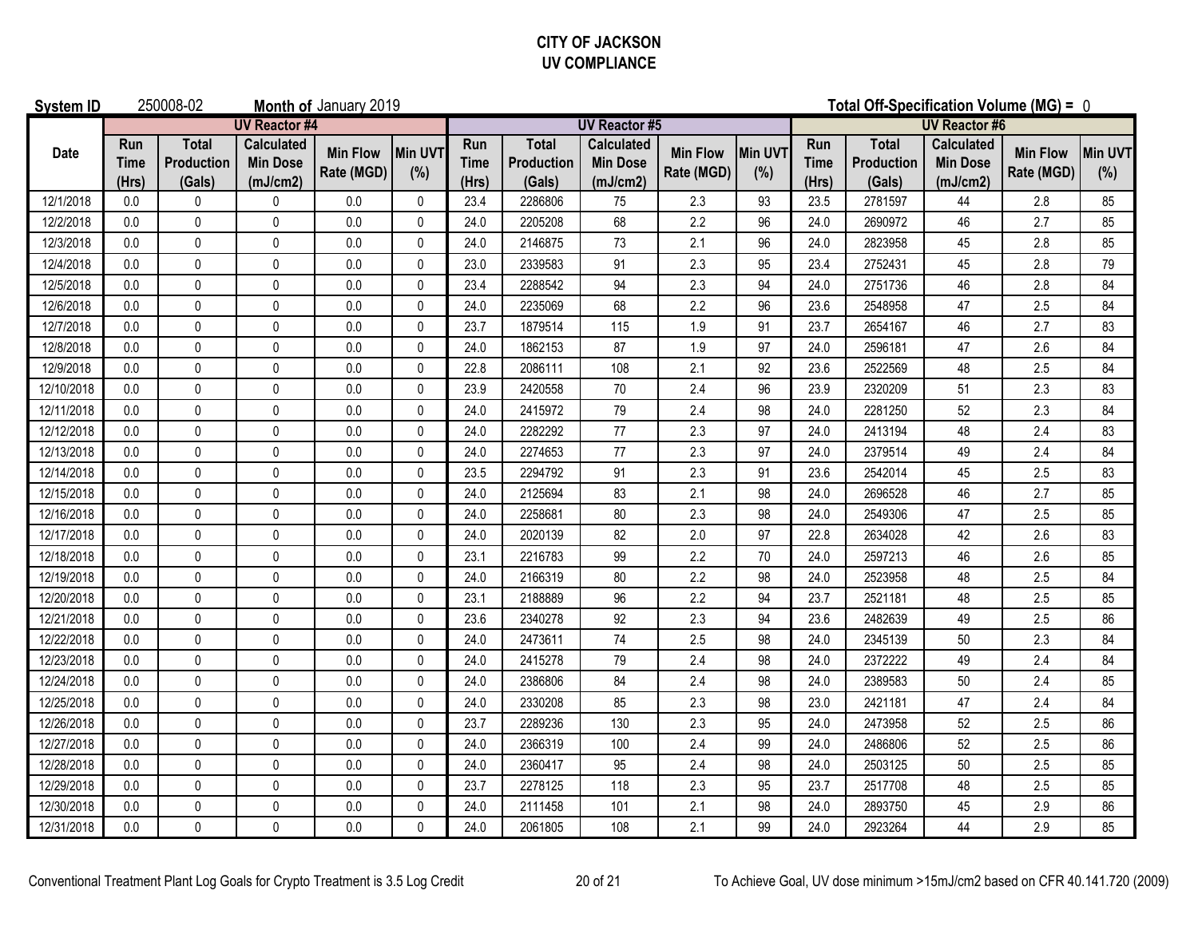# CITY OF JACKSON
## UV COMPLIANCE

**System ID** 250008-02 **Month of** January 2019 **Total Off-Specification Volume (MG) =** 0

| Date | UV Reactor #4 | | | | | UV Reactor #5 | | | | | UV Reactor #6 | | | | |
|---|---|---|---|---|---|---|---|---|---|---|---|---|---|---|---|
| | Run Time (Hrs) | Total Production (Gals) | Calculated Min Dose (mJ/cm2) | Min Flow Rate (MGD) | Min UVT (%) | Run Time (Hrs) | Total Production (Gals) | Calculated Min Dose (mJ/cm2) | Min Flow Rate (MGD) | Min UVT (%) | Run Time (Hrs) | Total Production (Gals) | Calculated Min Dose (mJ/cm2) | Min Flow Rate (MGD) | Min UVT (%) |
| 12/1/2018 | 0.0 | 0 | 0 | 0.0 | 0 | 23.4 | 2286806 | 75 | 2.3 | 93 | 23.5 | 2781597 | 44 | 2.8 | 85 |
| 12/2/2018 | 0.0 | 0 | 0 | 0.0 | 0 | 24.0 | 2205208 | 68 | 2.2 | 96 | 24.0 | 2690972 | 46 | 2.7 | 85 |
| 12/3/2018 | 0.0 | 0 | 0 | 0.0 | 0 | 24.0 | 2146875 | 73 | 2.1 | 96 | 24.0 | 2823958 | 45 | 2.8 | 85 |
| 12/4/2018 | 0.0 | 0 | 0 | 0.0 | 0 | 23.0 | 2339583 | 91 | 2.3 | 95 | 23.4 | 2752431 | 45 | 2.8 | 79 |
| 12/5/2018 | 0.0 | 0 | 0 | 0.0 | 0 | 23.4 | 2288542 | 94 | 2.3 | 94 | 24.0 | 2751736 | 46 | 2.8 | 84 |
| 12/6/2018 | 0.0 | 0 | 0 | 0.0 | 0 | 24.0 | 2235069 | 68 | 2.2 | 96 | 23.6 | 2548958 | 47 | 2.5 | 84 |
| 12/7/2018 | 0.0 | 0 | 0 | 0.0 | 0 | 23.7 | 1879514 | 115 | 1.9 | 91 | 23.7 | 2654167 | 46 | 2.7 | 83 |
| 12/8/2018 | 0.0 | 0 | 0 | 0.0 | 0 | 24.0 | 1862153 | 87 | 1.9 | 97 | 24.0 | 2596181 | 47 | 2.6 | 84 |
| 12/9/2018 | 0.0 | 0 | 0 | 0.0 | 0 | 22.8 | 2086111 | 108 | 2.1 | 92 | 23.6 | 2522569 | 48 | 2.5 | 84 |
| 12/10/2018 | 0.0 | 0 | 0 | 0.0 | 0 | 23.9 | 2420558 | 70 | 2.4 | 96 | 23.9 | 2320209 | 51 | 2.3 | 83 |
| 12/11/2018 | 0.0 | 0 | 0 | 0.0 | 0 | 24.0 | 2415972 | 79 | 2.4 | 98 | 24.0 | 2281250 | 52 | 2.3 | 84 |
| 12/12/2018 | 0.0 | 0 | 0 | 0.0 | 0 | 24.0 | 2282292 | 77 | 2.3 | 97 | 24.0 | 2413194 | 48 | 2.4 | 83 |
| 12/13/2018 | 0.0 | 0 | 0 | 0.0 | 0 | 24.0 | 2274653 | 77 | 2.3 | 97 | 24.0 | 2379514 | 49 | 2.4 | 84 |
| 12/14/2018 | 0.0 | 0 | 0 | 0.0 | 0 | 23.5 | 2294792 | 91 | 2.3 | 91 | 23.6 | 2542014 | 45 | 2.5 | 83 |
| 12/15/2018 | 0.0 | 0 | 0 | 0.0 | 0 | 24.0 | 2125694 | 83 | 2.1 | 98 | 24.0 | 2696528 | 46 | 2.7 | 85 |
| 12/16/2018 | 0.0 | 0 | 0 | 0.0 | 0 | 24.0 | 2258681 | 80 | 2.3 | 98 | 24.0 | 2549306 | 47 | 2.5 | 85 |
| 12/17/2018 | 0.0 | 0 | 0 | 0.0 | 0 | 24.0 | 2020139 | 82 | 2.0 | 97 | 22.8 | 2634028 | 42 | 2.6 | 83 |
| 12/18/2018 | 0.0 | 0 | 0 | 0.0 | 0 | 23.1 | 2216783 | 99 | 2.2 | 70 | 24.0 | 2597213 | 46 | 2.6 | 85 |
| 12/19/2018 | 0.0 | 0 | 0 | 0.0 | 0 | 24.0 | 2166319 | 80 | 2.2 | 98 | 24.0 | 2523958 | 48 | 2.5 | 84 |
| 12/20/2018 | 0.0 | 0 | 0 | 0.0 | 0 | 23.1 | 2188889 | 96 | 2.2 | 94 | 23.7 | 2521181 | 48 | 2.5 | 85 |
| 12/21/2018 | 0.0 | 0 | 0 | 0.0 | 0 | 23.6 | 2340278 | 92 | 2.3 | 94 | 23.6 | 2482639 | 49 | 2.5 | 86 |
| 12/22/2018 | 0.0 | 0 | 0 | 0.0 | 0 | 24.0 | 2473611 | 74 | 2.5 | 98 | 24.0 | 2345139 | 50 | 2.3 | 84 |
| 12/23/2018 | 0.0 | 0 | 0 | 0.0 | 0 | 24.0 | 2415278 | 79 | 2.4 | 98 | 24.0 | 2372222 | 49 | 2.4 | 84 |
| 12/24/2018 | 0.0 | 0 | 0 | 0.0 | 0 | 24.0 | 2386806 | 84 | 2.4 | 98 | 24.0 | 2389583 | 50 | 2.4 | 85 |
| 12/25/2018 | 0.0 | 0 | 0 | 0.0 | 0 | 24.0 | 2330208 | 85 | 2.3 | 98 | 23.0 | 2421181 | 47 | 2.4 | 84 |
| 12/26/2018 | 0.0 | 0 | 0 | 0.0 | 0 | 23.7 | 2289236 | 130 | 2.3 | 95 | 24.0 | 2473958 | 52 | 2.5 | 86 |
| 12/27/2018 | 0.0 | 0 | 0 | 0.0 | 0 | 24.0 | 2366319 | 100 | 2.4 | 99 | 24.0 | 2486806 | 52 | 2.5 | 86 |
| 12/28/2018 | 0.0 | 0 | 0 | 0.0 | 0 | 24.0 | 2360417 | 95 | 2.4 | 98 | 24.0 | 2503125 | 50 | 2.5 | 85 |
| 12/29/2018 | 0.0 | 0 | 0 | 0.0 | 0 | 23.7 | 2278125 | 118 | 2.3 | 95 | 23.7 | 2517708 | 48 | 2.5 | 85 |
| 12/30/2018 | 0.0 | 0 | 0 | 0.0 | 0 | 24.0 | 2111458 | 101 | 2.1 | 98 | 24.0 | 2893750 | 45 | 2.9 | 86 |
| 12/31/2018 | 0.0 | 0 | 0 | 0.0 | 0 | 24.0 | 2061805 | 108 | 2.1 | 99 | 24.0 | 2923264 | 44 | 2.9 | 85 |

Conventional Treatment Plant Log Goals for Crypto Treatment is 3.5 Log Credit

To Achieve Goal, UV dose minimum >15mJ/cm2 based on CFR 40.141.720 (2009)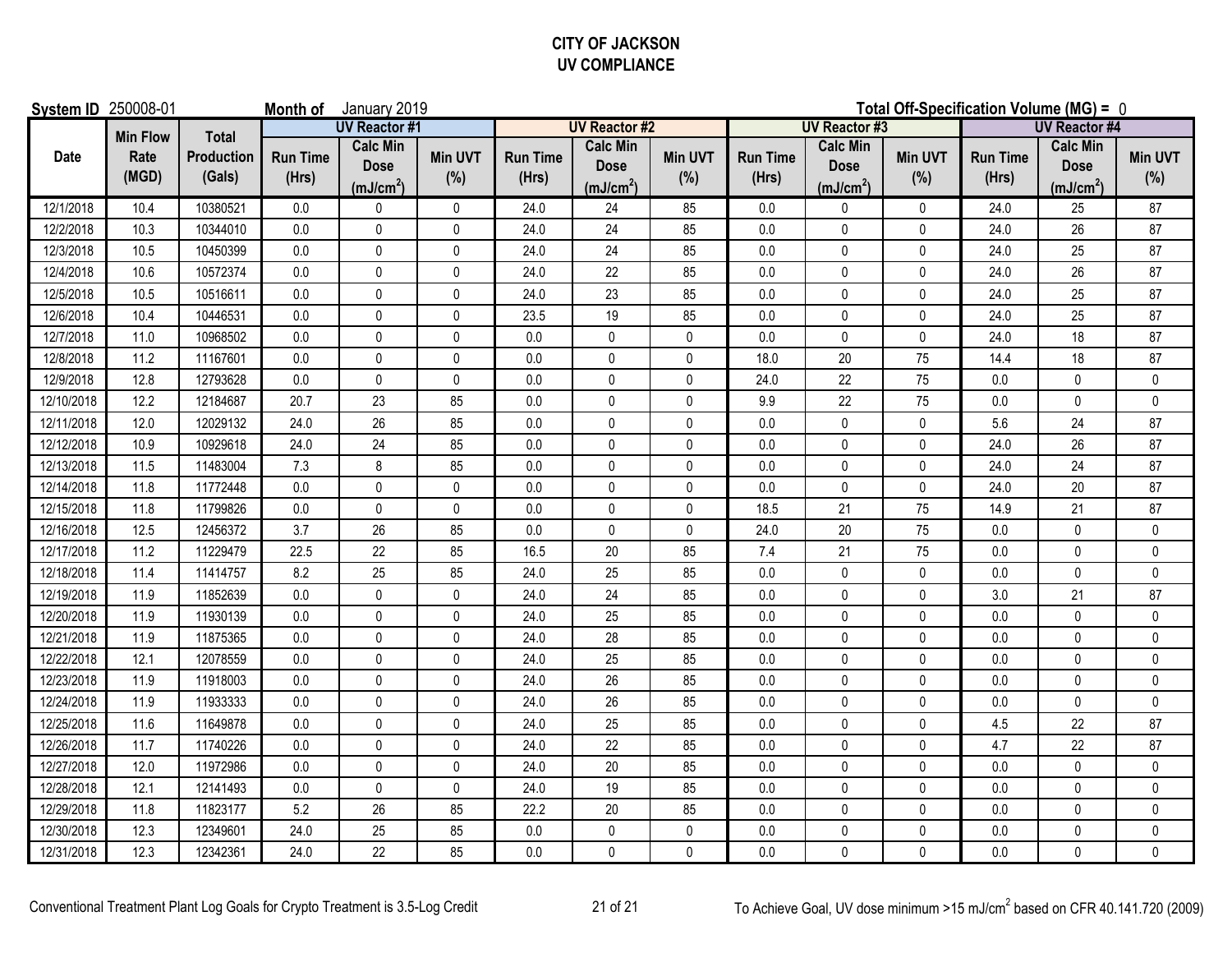# CITY OF JACKSON
## UV COMPLIANCE

**System ID** 250008-01 **Month of** January 2019 **Total Off-Specification Volume (MG) =** 0

| Date | Min Flow Rate (MGD) | Total Production (Gals) | UV Reactor #1 | | | UV Reactor #2 | | | UV Reactor #3 | | | UV Reactor #4 | | |
|---|---|---|---|---|---|---|---|---|---|---|---|---|---|---|
| | | | Run Time (Hrs) | Calc Min Dose ($mJ/cm^2$) | Min UVT (%) | Run Time (Hrs) | Calc Min Dose ($mJ/cm^2$) | Min UVT (%) | Run Time (Hrs) | Calc Min Dose ($mJ/cm^2$) | Min UVT (%) | Run Time (Hrs) | Calc Min Dose ($mJ/cm^2$) | Min UVT (%) |
| 12/1/2018 | 10.4 | 10380521 | 0.0 | 0 | 0 | 24.0 | 24 | 85 | 0.0 | 0 | 0 | 24.0 | 25 | 87 |
| 12/2/2018 | 10.3 | 10344010 | 0.0 | 0 | 0 | 24.0 | 24 | 85 | 0.0 | 0 | 0 | 24.0 | 26 | 87 |
| 12/3/2018 | 10.5 | 10450399 | 0.0 | 0 | 0 | 24.0 | 24 | 85 | 0.0 | 0 | 0 | 24.0 | 25 | 87 |
| 12/4/2018 | 10.6 | 10572374 | 0.0 | 0 | 0 | 24.0 | 22 | 85 | 0.0 | 0 | 0 | 24.0 | 26 | 87 |
| 12/5/2018 | 10.5 | 10516611 | 0.0 | 0 | 0 | 24.0 | 23 | 85 | 0.0 | 0 | 0 | 24.0 | 25 | 87 |
| 12/6/2018 | 10.4 | 10446531 | 0.0 | 0 | 0 | 23.5 | 19 | 85 | 0.0 | 0 | 0 | 24.0 | 25 | 87 |
| 12/7/2018 | 11.0 | 10968502 | 0.0 | 0 | 0 | 0.0 | 0 | 0 | 0.0 | 0 | 0 | 24.0 | 18 | 87 |
| 12/8/2018 | 11.2 | 11167601 | 0.0 | 0 | 0 | 0.0 | 0 | 0 | 18.0 | 20 | 75 | 14.4 | 18 | 87 |
| 12/9/2018 | 12.8 | 12793628 | 0.0 | 0 | 0 | 0.0 | 0 | 0 | 24.0 | 22 | 75 | 0.0 | 0 | 0 |
| 12/10/2018 | 12.2 | 12184687 | 20.7 | 23 | 85 | 0.0 | 0 | 0 | 9.9 | 22 | 75 | 0.0 | 0 | 0 |
| 12/11/2018 | 12.0 | 12029132 | 24.0 | 26 | 85 | 0.0 | 0 | 0 | 0.0 | 0 | 0 | 5.6 | 24 | 87 |
| 12/12/2018 | 10.9 | 10929618 | 24.0 | 24 | 85 | 0.0 | 0 | 0 | 0.0 | 0 | 0 | 24.0 | 26 | 87 |
| 12/13/2018 | 11.5 | 11483004 | 7.3 | 8 | 85 | 0.0 | 0 | 0 | 0.0 | 0 | 0 | 24.0 | 24 | 87 |
| 12/14/2018 | 11.8 | 11772448 | 0.0 | 0 | 0 | 0.0 | 0 | 0 | 0.0 | 0 | 0 | 24.0 | 20 | 87 |
| 12/15/2018 | 11.8 | 11799826 | 0.0 | 0 | 0 | 0.0 | 0 | 0 | 18.5 | 21 | 75 | 14.9 | 21 | 87 |
| 12/16/2018 | 12.5 | 12456372 | 3.7 | 26 | 85 | 0.0 | 0 | 0 | 24.0 | 20 | 75 | 0.0 | 0 | 0 |
| 12/17/2018 | 11.2 | 11229479 | 22.5 | 22 | 85 | 16.5 | 20 | 85 | 7.4 | 21 | 75 | 0.0 | 0 | 0 |
| 12/18/2018 | 11.4 | 11414757 | 8.2 | 25 | 85 | 24.0 | 25 | 85 | 0.0 | 0 | 0 | 0.0 | 0 | 0 |
| 12/19/2018 | 11.9 | 11852639 | 0.0 | 0 | 0 | 24.0 | 24 | 85 | 0.0 | 0 | 0 | 3.0 | 21 | 87 |
| 12/20/2018 | 11.9 | 11930139 | 0.0 | 0 | 0 | 24.0 | 25 | 85 | 0.0 | 0 | 0 | 0.0 | 0 | 0 |
| 12/21/2018 | 11.9 | 11875365 | 0.0 | 0 | 0 | 24.0 | 28 | 85 | 0.0 | 0 | 0 | 0.0 | 0 | 0 |
| 12/22/2018 | 12.1 | 12078559 | 0.0 | 0 | 0 | 24.0 | 25 | 85 | 0.0 | 0 | 0 | 0.0 | 0 | 0 |
| 12/23/2018 | 11.9 | 11918003 | 0.0 | 0 | 0 | 24.0 | 26 | 85 | 0.0 | 0 | 0 | 0.0 | 0 | 0 |
| 12/24/2018 | 11.9 | 11933333 | 0.0 | 0 | 0 | 24.0 | 26 | 85 | 0.0 | 0 | 0 | 0.0 | 0 | 0 |
| 12/25/2018 | 11.6 | 11649878 | 0.0 | 0 | 0 | 24.0 | 25 | 85 | 0.0 | 0 | 0 | 4.5 | 22 | 87 |
| 12/26/2018 | 11.7 | 11740226 | 0.0 | 0 | 0 | 24.0 | 22 | 85 | 0.0 | 0 | 0 | 4.7 | 22 | 87 |
| 12/27/2018 | 12.0 | 11972986 | 0.0 | 0 | 0 | 24.0 | 20 | 85 | 0.0 | 0 | 0 | 0.0 | 0 | 0 |
| 12/28/2018 | 12.1 | 12141493 | 0.0 | 0 | 0 | 24.0 | 19 | 85 | 0.0 | 0 | 0 | 0.0 | 0 | 0 |
| 12/29/2018 | 11.8 | 11823177 | 5.2 | 26 | 85 | 22.2 | 20 | 85 | 0.0 | 0 | 0 | 0.0 | 0 | 0 |
| 12/30/2018 | 12.3 | 12349601 | 24.0 | 25 | 85 | 0.0 | 0 | 0 | 0.0 | 0 | 0 | 0.0 | 0 | 0 |
| 12/31/2018 | 12.3 | 12342361 | 24.0 | 22 | 85 | 0.0 | 0 | 0 | 0.0 | 0 | 0 | 0.0 | 0 | 0 |

Conventional Treatment Plant Log Goals for Crypto Treatment is 3.5-Log Credit

To Achieve Goal, UV dose minimum >15 $mJ/cm^2$ based on CFR 40.141.720 (2009)